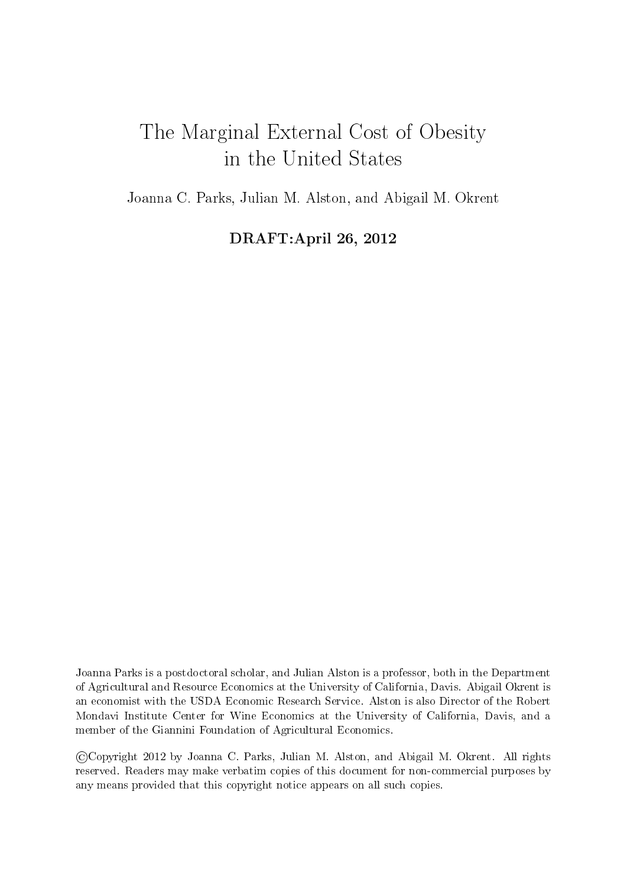# The Marginal External Cost of Obesity in the United States

Joanna C. Parks, Julian M. Alston, and Abigail M. Okrent

**DRAFT:April 26, 2012**

Joanna Parks is a postdoctoral scholar, and Julian Alston is a professor, both in the Department of Agricultural and Resource Economics at the University of California, Davis. Abigail Okrent is an economist with the USDA Economic Research Service. Alston is also Director of the Robert Mondavi Institute Center for Wine Economics at the University of California, Davis, and a member of the Giannini Foundation of Agricultural Economics.

©Copyright 2012 by Joanna C. Parks, Julian M. Alston, and Abigail M. Okrent. All rights reserved. Readers may make verbatim copies of this document for non-commercial purposes by any means provided that this copyright notice appears on all such copies.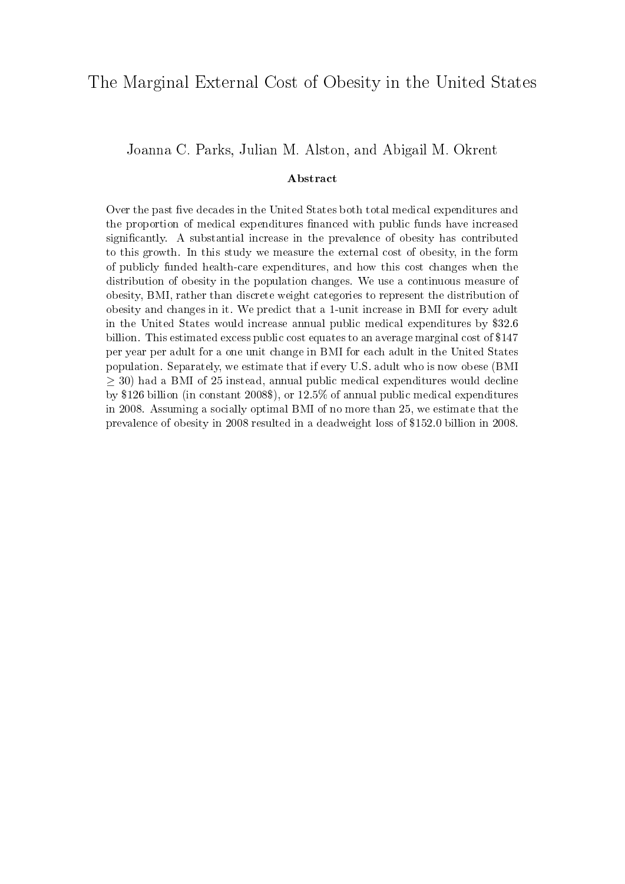# The Marginal External Cost of Obesity in the United States

Joanna C. Parks, Julian M. Alston, and Abigail M. Okrent

### Abstract

Over the past five decades in the United States both total medical expenditures and the proportion of medical expenditures financed with public funds have increased significantly. A substantial increase in the prevalence of obesity has contributed to this growth. In this study we measure the external cost of obesity, in the form of publicly funded health-care expenditures, and how this cost changes when the distribution of obesity in the population changes. We use a continuous measure of obesity, BMI, rather than discrete weight categories to represent the distribution of obesity and changes in it. We predict that a 1-unit increase in BMI for every adult in the United States would increase annual public medical expenditures by $32.6 billion. This estimated excess public cost equates to an average marginal cost of $147 per year per adult for a one unit change in BMI for each adult in the United States population. Separately, we estimate that if every U.S. adult who is now obese (BMI $\geq 30$) had a BMI of 25 instead, annual public medical expenditures would decline by $126 billion (in constant 2008$), or 12.5% of annual public medical expenditures in 2008. Assuming a socially optimal BMI of no more than 25, we estimate that the prevalence of obesity in 2008 resulted in a deadweight loss of $152.0 billion in 2008.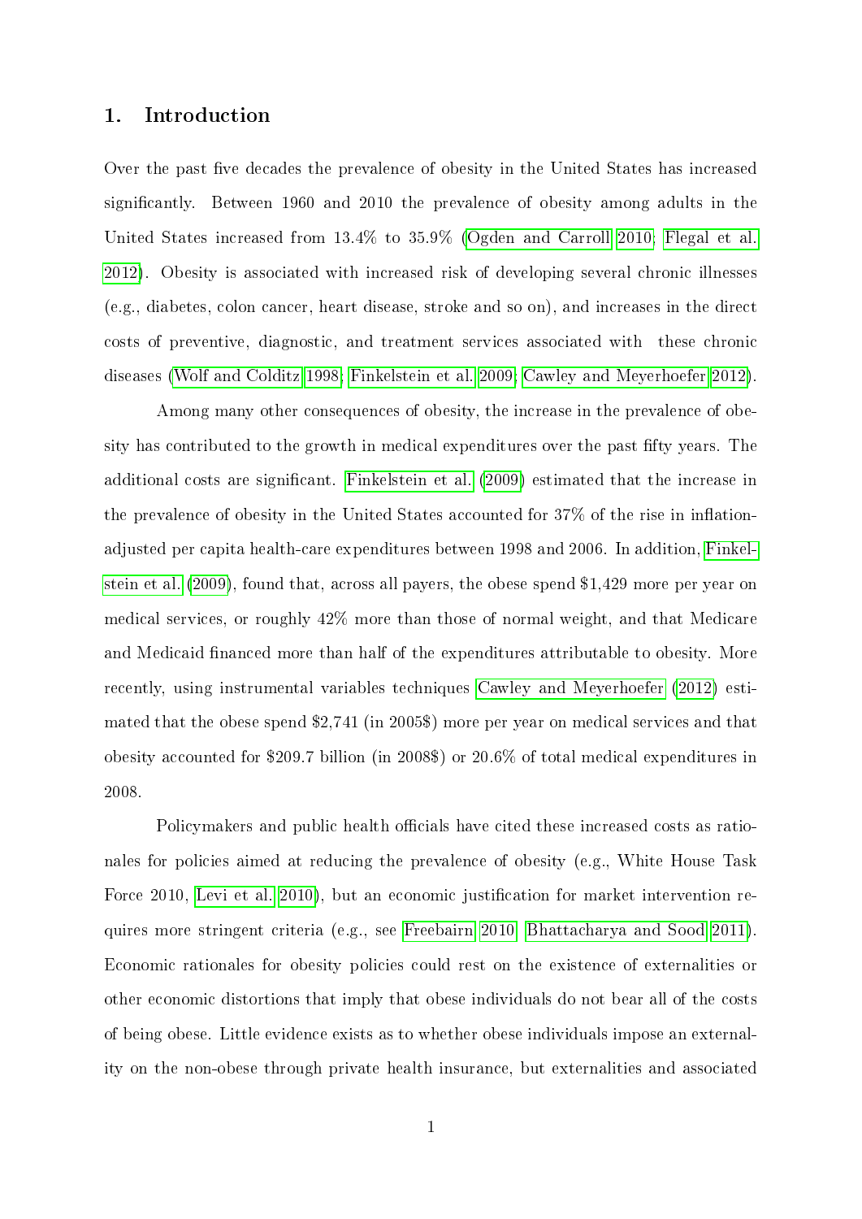## 1. Introduction

Over the past five decades the prevalence of obesity in the United States has increased significantly. Between 1960 and 2010 the prevalence of obesity among adults in the United States increased from 13.4% to 35.9% (Ogden and Carroll 2010; Flegal et al. 2012). Obesity is associated with increased risk of developing several chronic illnesses (e.g., diabetes, colon cancer, heart disease, stroke and so on), and increases in the direct costs of preventive, diagnostic, and treatment services associated with these chronic diseases (Wolf and Colditz 1998; Finkelstein et al. 2009; Cawley and Meyerhoefer 2012).

Among many other consequences of obesity, the increase in the prevalence of obesity has contributed to the growth in medical expenditures over the past fifty years. The additional costs are significant. Finkelstein et al. (2009) estimated that the increase in the prevalence of obesity in the United States accounted for 37% of the rise in inflation-adjusted per capita health-care expenditures between 1998 and 2006. In addition, Finkelstein et al. (2009), found that, across all payers, the obese spend $1,429 more per year on medical services, or roughly 42% more than those of normal weight, and that Medicare and Medicaid financed more than half of the expenditures attributable to obesity. More recently, using instrumental variables techniques Cawley and Meyerhoefer (2012) estimated that the obese spend $2,741 (in 2005$) more per year on medical services and that obesity accounted for $209.7 billion (in 2008$) or 20.6% of total medical expenditures in 2008.

Policymakers and public health officials have cited these increased costs as rationales for policies aimed at reducing the prevalence of obesity (e.g., White House Task Force 2010, Levi et al. 2010), but an economic justification for market intervention requires more stringent criteria (e.g., see Freebairn 2010; Bhattacharya and Sood 2011). Economic rationales for obesity policies could rest on the existence of externalities or other economic distortions that imply that obese individuals do not bear all of the costs of being obese. Little evidence exists as to whether obese individuals impose an externality on the non-obese through private health insurance, but externalities and associated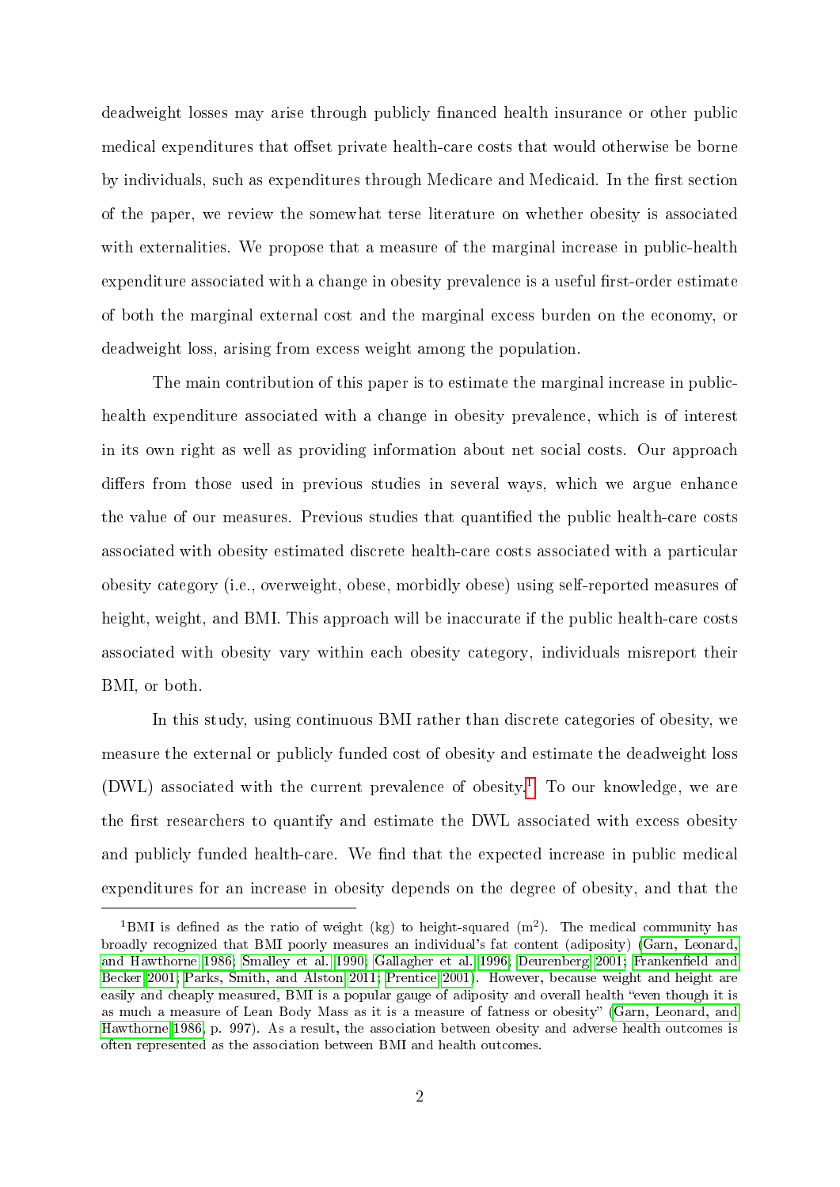deadweight losses may arise through publicly financed health insurance or other public medical expenditures that offset private health-care costs that would otherwise be borne by individuals, such as expenditures through Medicare and Medicaid. In the first section of the paper, we review the somewhat terse literature on whether obesity is associated with externalities. We propose that a measure of the marginal increase in public-health expenditure associated with a change in obesity prevalence is a useful first-order estimate of both the marginal external cost and the marginal excess burden on the economy, or deadweight loss, arising from excess weight among the population.

The main contribution of this paper is to estimate the marginal increase in public-health expenditure associated with a change in obesity prevalence, which is of interest in its own right as well as providing information about net social costs. Our approach differs from those used in previous studies in several ways, which we argue enhance the value of our measures. Previous studies that quantified the public health-care costs associated with obesity estimated discrete health-care costs associated with a particular obesity category (i.e., overweight, obese, morbidly obese) using self-reported measures of height, weight, and BMI. This approach will be inaccurate if the public health-care costs associated with obesity vary within each obesity category, individuals misreport their BMI, or both.

In this study, using continuous BMI rather than discrete categories of obesity, we measure the external or publicly funded cost of obesity and estimate the deadweight loss (DWL) associated with the current prevalence of obesity.[1] To our knowledge, we are the first researchers to quantify and estimate the DWL associated with excess obesity and publicly funded health-care. We find that the expected increase in public medical expenditures for an increase in obesity depends on the degree of obesity, and that the

[1] BMI is defined as the ratio of weight (kg) to height-squared ($m^2$). The medical community has broadly recognized that BMI poorly measures an individual's fat content (adiposity) (Garn, Leonard, and Hawthorne 1986; Smalley et al. 1990; Gallagher et al. 1996; Deurenberg 2001; Frankenfield and Becker 2001; Parks, Smith, and Alston 2011; Prentice 2001). However, because weight and height are easily and cheaply measured, BMI is a popular gauge of adiposity and overall health "even though it is as much a measure of Lean Body Mass as it is a measure of fatness or obesity" (Garn, Leonard, and Hawthorne 1986, p. 997). As a result, the association between obesity and adverse health outcomes is often represented as the association between BMI and health outcomes.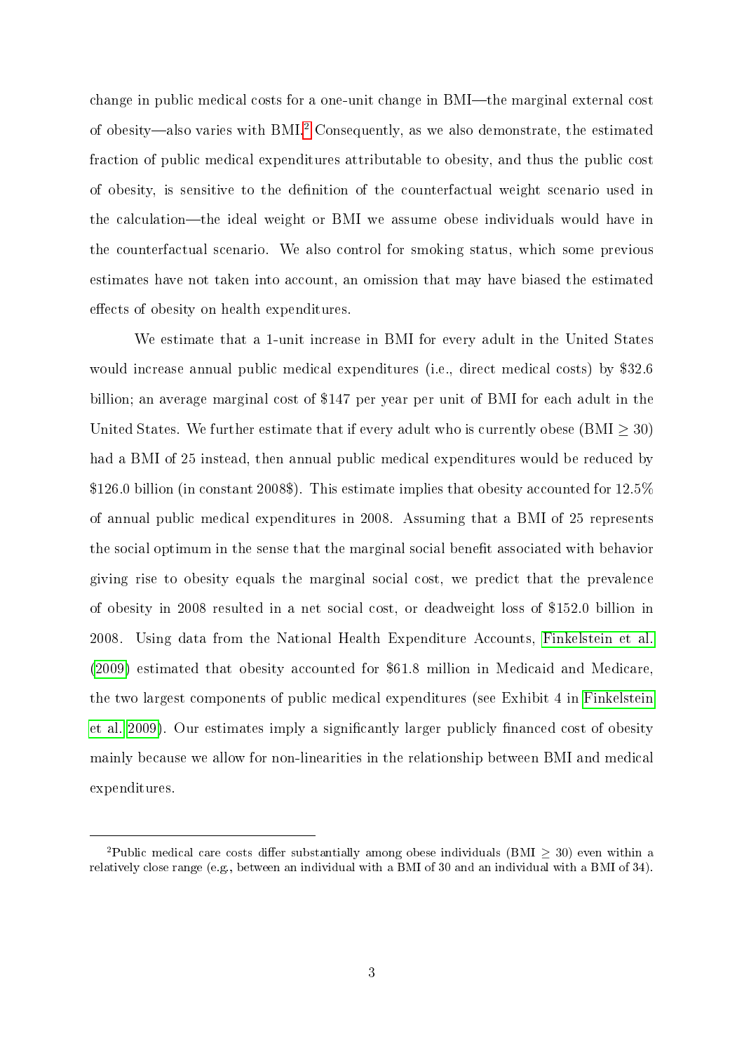change in public medical costs for a one-unit change in BMI—the marginal external cost of obesity—also varies with BMI.[2] Consequently, as we also demonstrate, the estimated fraction of public medical expenditures attributable to obesity, and thus the public cost of obesity, is sensitive to the definition of the counterfactual weight scenario used in the calculation—the ideal weight or BMI we assume obese individuals would have in the counterfactual scenario. We also control for smoking status, which some previous estimates have not taken into account, an omission that may have biased the estimated effects of obesity on health expenditures.

We estimate that a 1-unit increase in BMI for every adult in the United States would increase annual public medical expenditures (i.e., direct medical costs) by $32.6 billion; an average marginal cost of $147 per year per unit of BMI for each adult in the United States. We further estimate that if every adult who is currently obese (BMI $\geq$ 30) had a BMI of 25 instead, then annual public medical expenditures would be reduced by $126.0 billion (in constant 2008$). This estimate implies that obesity accounted for 12.5% of annual public medical expenditures in 2008. Assuming that a BMI of 25 represents the social optimum in the sense that the marginal social benefit associated with behavior giving rise to obesity equals the marginal social cost, we predict that the prevalence of obesity in 2008 resulted in a net social cost, or deadweight loss of $152.0 billion in 2008. Using data from the National Health Expenditure Accounts, Finkelstein et al. (2009) estimated that obesity accounted for $61.8 million in Medicaid and Medicare, the two largest components of public medical expenditures (see Exhibit 4 in Finkelstein et al. 2009). Our estimates imply a significantly larger publicly financed cost of obesity mainly because we allow for non-linearities in the relationship between BMI and medical expenditures.

[2] Public medical care costs differ substantially among obese individuals (BMI $\geq$ 30) even within a relatively close range (e.g., between an individual with a BMI of 30 and an individual with a BMI of 34).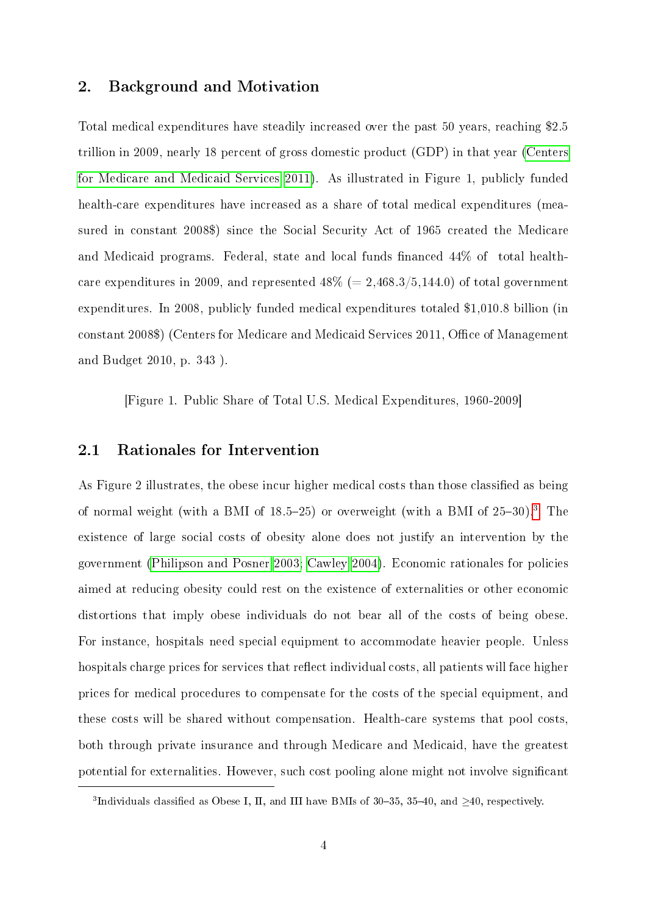## 2. Background and Motivation

Total medical expenditures have steadily increased over the past 50 years, reaching \$2.5 trillion in 2009, nearly 18 percent of gross domestic product (GDP) in that year (Centers for Medicare and Medicaid Services 2011). As illustrated in Figure 1, publicly funded health-care expenditures have increased as a share of total medical expenditures (measured in constant 2008\$) since the Social Security Act of 1965 created the Medicare and Medicaid programs. Federal, state and local funds financed 44% of total health-care expenditures in 2009, and represented 48% (= 2,468.3/5,144.0) of total government expenditures. In 2008, publicly funded medical expenditures totaled \$1,010.8 billion (in constant 2008\$) (Centers for Medicare and Medicaid Services 2011, Office of Management and Budget 2010, p. 343 ).

[Figure 1. Public Share of Total U.S. Medical Expenditures, 1960-2009]

### 2.1 Rationales for Intervention

As Figure 2 illustrates, the obese incur higher medical costs than those classified as being of normal weight (with a BMI of 18.5–25) or overweight (with a BMI of 25–30).[3] The existence of large social costs of obesity alone does not justify an intervention by the government (Philipson and Posner 2003; Cawley 2004). Economic rationales for policies aimed at reducing obesity could rest on the existence of externalities or other economic distortions that imply obese individuals do not bear all of the costs of being obese. For instance, hospitals need special equipment to accommodate heavier people. Unless hospitals charge prices for services that reflect individual costs, all patients will face higher prices for medical procedures to compensate for the costs of the special equipment, and these costs will be shared without compensation. Health-care systems that pool costs, both through private insurance and through Medicare and Medicaid, have the greatest potential for externalities. However, such cost pooling alone might not involve significant

[3] Individuals classified as Obese I, II, and III have BMIs of 30–35, 35–40, and $\geq$40, respectively.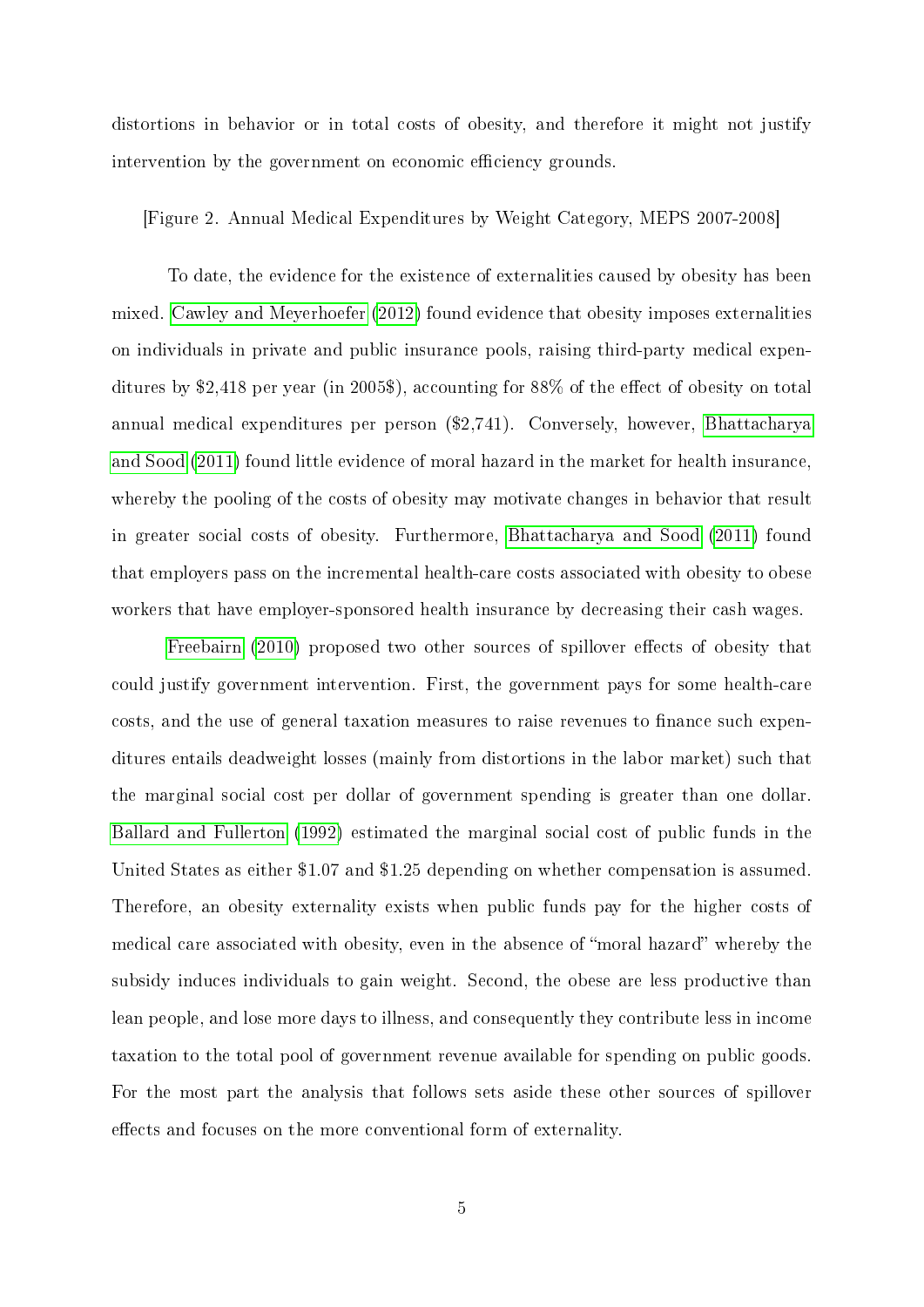distortions in behavior or in total costs of obesity, and therefore it might not justify intervention by the government on economic efficiency grounds.

[Figure 2. Annual Medical Expenditures by Weight Category, MEPS 2007-2008]

To date, the evidence for the existence of externalities caused by obesity has been mixed. Cawley and Meyerhoefer (2012) found evidence that obesity imposes externalities on individuals in private and public insurance pools, raising third-party medical expenditures by $2,418 per year (in 2005$), accounting for 88% of the effect of obesity on total annual medical expenditures per person ($2,741). Conversely, however, Bhattacharya and Sood (2011) found little evidence of moral hazard in the market for health insurance, whereby the pooling of the costs of obesity may motivate changes in behavior that result in greater social costs of obesity. Furthermore, Bhattacharya and Sood (2011) found that employers pass on the incremental health-care costs associated with obesity to obese workers that have employer-sponsored health insurance by decreasing their cash wages.

Freebairn (2010) proposed two other sources of spillover effects of obesity that could justify government intervention. First, the government pays for some health-care costs, and the use of general taxation measures to raise revenues to finance such expenditures entails deadweight losses (mainly from distortions in the labor market) such that the marginal social cost per dollar of government spending is greater than one dollar. Ballard and Fullerton (1992) estimated the marginal social cost of public funds in the United States as either $1.07 and $1.25 depending on whether compensation is assumed. Therefore, an obesity externality exists when public funds pay for the higher costs of medical care associated with obesity, even in the absence of "moral hazard" whereby the subsidy induces individuals to gain weight. Second, the obese are less productive than lean people, and lose more days to illness, and consequently they contribute less in income taxation to the total pool of government revenue available for spending on public goods. For the most part the analysis that follows sets aside these other sources of spillover effects and focuses on the more conventional form of externality.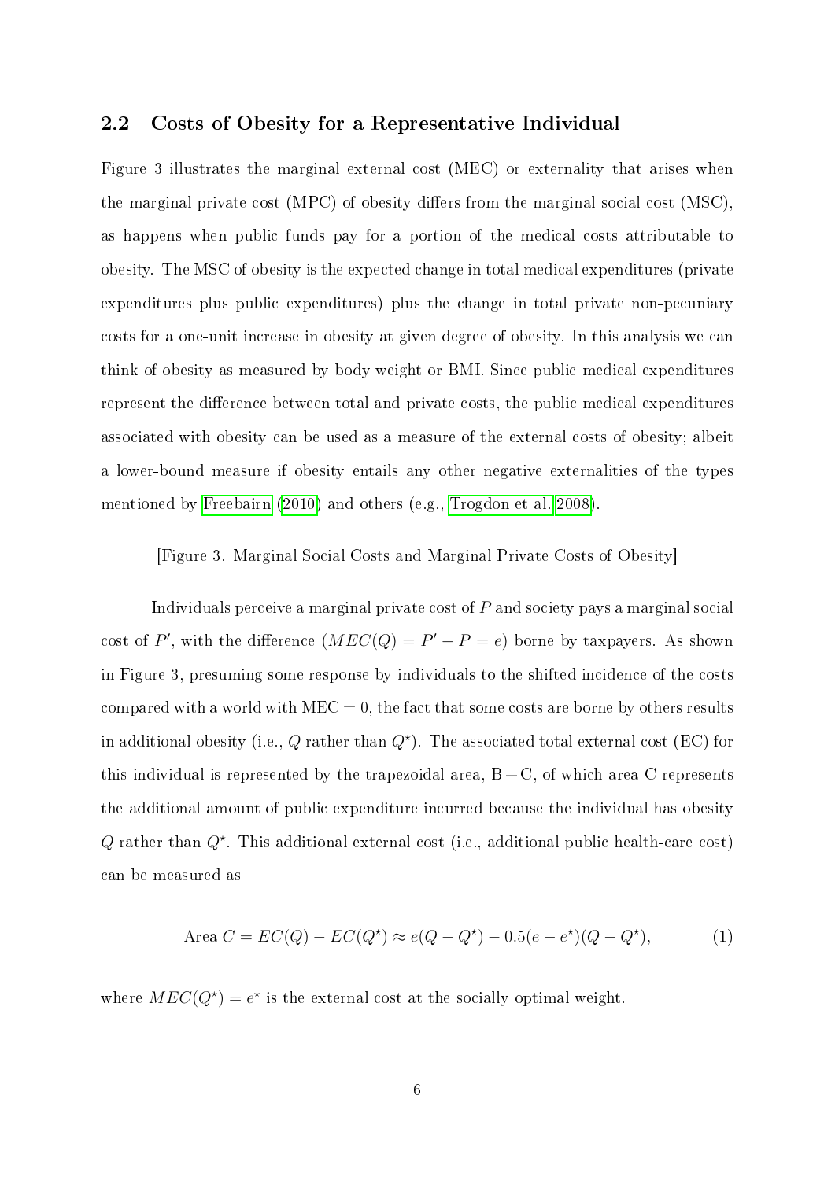## 2.2 Costs of Obesity for a Representative Individual

Figure 3 illustrates the marginal external cost (MEC) or externality that arises when the marginal private cost (MPC) of obesity differs from the marginal social cost (MSC), as happens when public funds pay for a portion of the medical costs attributable to obesity. The MSC of obesity is the expected change in total medical expenditures (private expenditures plus public expenditures) plus the change in total private non-pecuniary costs for a one-unit increase in obesity at given degree of obesity. In this analysis we can think of obesity as measured by body weight or BMI. Since public medical expenditures represent the difference between total and private costs, the public medical expenditures associated with obesity can be used as a measure of the external costs of obesity; albeit a lower-bound measure if obesity entails any other negative externalities of the types mentioned by Freebairn (2010) and others (e.g., Trogdon et al. 2008).

[Figure 3. Marginal Social Costs and Marginal Private Costs of Obesity]

Individuals perceive a marginal private cost of $P$ and society pays a marginal social cost of $P'$, with the difference ($MEC(Q) = P' - P = e$) borne by taxpayers. As shown in Figure 3, presuming some response by individuals to the shifted incidence of the costs compared with a world with MEC = 0, the fact that some costs are borne by others results in additional obesity (i.e., $Q$ rather than $Q^{\star}$). The associated total external cost (EC) for this individual is represented by the trapezoidal area, B + C, of which area C represents the additional amount of public expenditure incurred because the individual has obesity $Q$ rather than $Q^{\star}$. This additional external cost (i.e., additional public health-care cost) can be measured as

$$\text{Area } C = EC(Q) - EC(Q^{\star}) \approx e(Q - Q^{\star}) - 0.5(e - e^{\star})(Q - Q^{\star}), \tag{1}$$

where $MEC(Q^{\star}) = e^{\star}$ is the external cost at the socially optimal weight.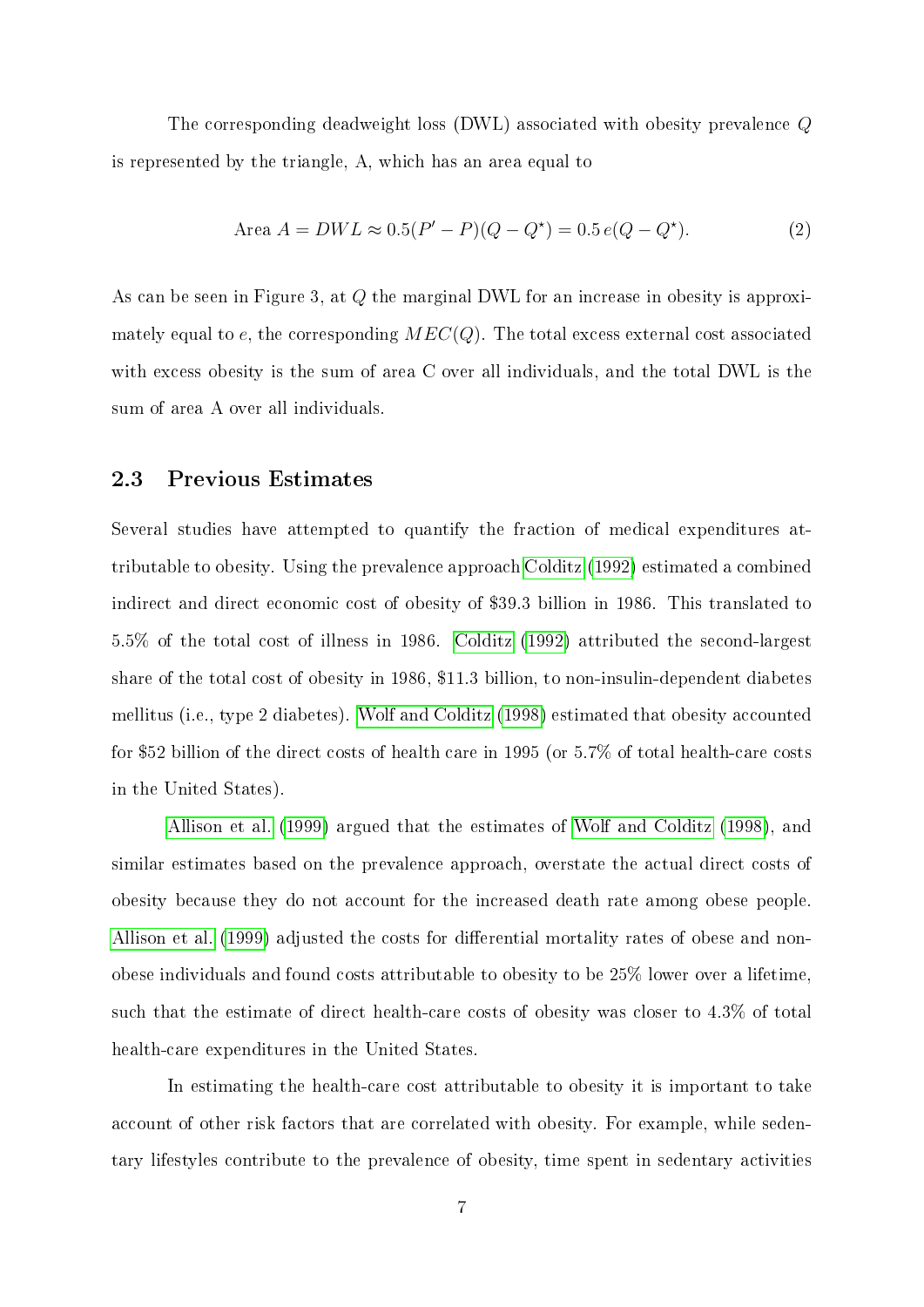The corresponding deadweight loss (DWL) associated with obesity prevalence $Q$ is represented by the triangle, A, which has an area equal to

$$\text{Area } A = DWL \approx 0.5(P' - P)(Q - Q^{\star}) = 0.5\, e(Q - Q^{\star}). \tag{2}$$

As can be seen in Figure 3, at $Q$ the marginal DWL for an increase in obesity is approximately equal to $e$, the corresponding $MEC(Q)$. The total excess external cost associated with excess obesity is the sum of area C over all individuals, and the total DWL is the sum of area A over all individuals.

### 2.3 Previous Estimates

Several studies have attempted to quantify the fraction of medical expenditures attributable to obesity. Using the prevalence approach Colditz (1992) estimated a combined indirect and direct economic cost of obesity of $39.3 billion in 1986. This translated to 5.5% of the total cost of illness in 1986. Colditz (1992) attributed the second-largest share of the total cost of obesity in 1986, $11.3 billion, to non-insulin-dependent diabetes mellitus (i.e., type 2 diabetes). Wolf and Colditz (1998) estimated that obesity accounted for $52 billion of the direct costs of health care in 1995 (or 5.7% of total health-care costs in the United States).

Allison et al. (1999) argued that the estimates of Wolf and Colditz (1998), and similar estimates based on the prevalence approach, overstate the actual direct costs of obesity because they do not account for the increased death rate among obese people. Allison et al. (1999) adjusted the costs for differential mortality rates of obese and non-obese individuals and found costs attributable to obesity to be 25% lower over a lifetime, such that the estimate of direct health-care costs of obesity was closer to 4.3% of total health-care expenditures in the United States.

In estimating the health-care cost attributable to obesity it is important to take account of other risk factors that are correlated with obesity. For example, while sedentary lifestyles contribute to the prevalence of obesity, time spent in sedentary activities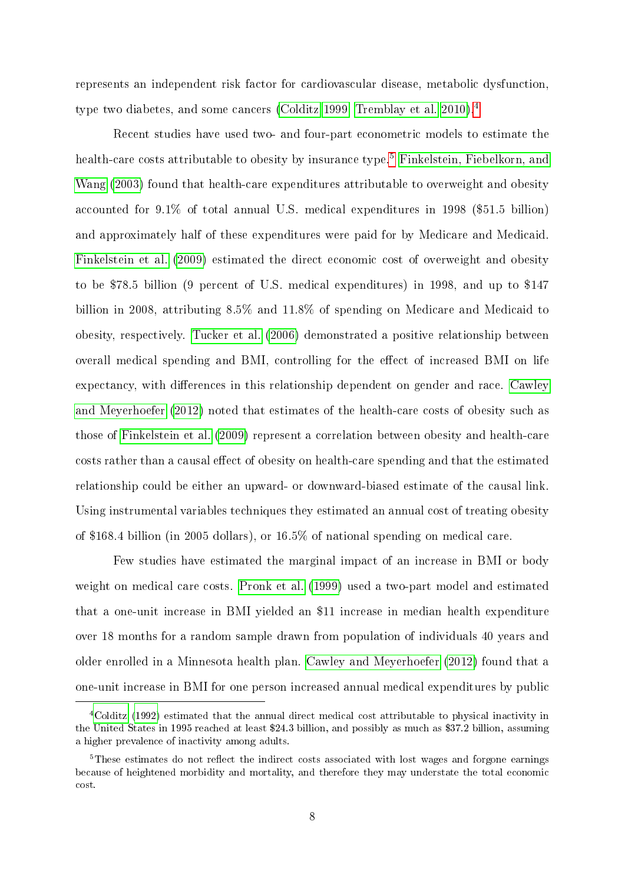represents an independent risk factor for cardiovascular disease, metabolic dysfunction, type two diabetes, and some cancers (Colditz 1999; Tremblay et al. 2010).[4]

Recent studies have used two- and four-part econometric models to estimate the health-care costs attributable to obesity by insurance type.[5] Finkelstein, Fiebelkorn, and Wang (2003) found that health-care expenditures attributable to overweight and obesity accounted for 9.1% of total annual U.S. medical expenditures in 1998 ($51.5 billion) and approximately half of these expenditures were paid for by Medicare and Medicaid. Finkelstein et al. (2009) estimated the direct economic cost of overweight and obesity to be $78.5 billion (9 percent of U.S. medical expenditures) in 1998, and up to $147 billion in 2008, attributing 8.5% and 11.8% of spending on Medicare and Medicaid to obesity, respectively. Tucker et al. (2006) demonstrated a positive relationship between overall medical spending and BMI, controlling for the effect of increased BMI on life expectancy, with differences in this relationship dependent on gender and race. Cawley and Meyerhoefer (2012) noted that estimates of the health-care costs of obesity such as those of Finkelstein et al. (2009) represent a correlation between obesity and health-care costs rather than a causal effect of obesity on health-care spending and that the estimated relationship could be either an upward- or downward-biased estimate of the causal link. Using instrumental variables techniques they estimated an annual cost of treating obesity of $168.4 billion (in 2005 dollars), or 16.5% of national spending on medical care.

Few studies have estimated the marginal impact of an increase in BMI or body weight on medical care costs. Pronk et al. (1999) used a two-part model and estimated that a one-unit increase in BMI yielded an $11 increase in median health expenditure over 18 months for a random sample drawn from population of individuals 40 years and older enrolled in a Minnesota health plan. Cawley and Meyerhoefer (2012) found that a one-unit increase in BMI for one person increased annual medical expenditures by public

---

[4] Colditz (1992) estimated that the annual direct medical cost attributable to physical inactivity in the United States in 1995 reached at least $24.3 billion, and possibly as much as $37.2 billion, assuming a higher prevalence of inactivity among adults.

[5] These estimates do not reflect the indirect costs associated with lost wages and forgone earnings because of heightened morbidity and mortality, and therefore they may understate the total economic cost.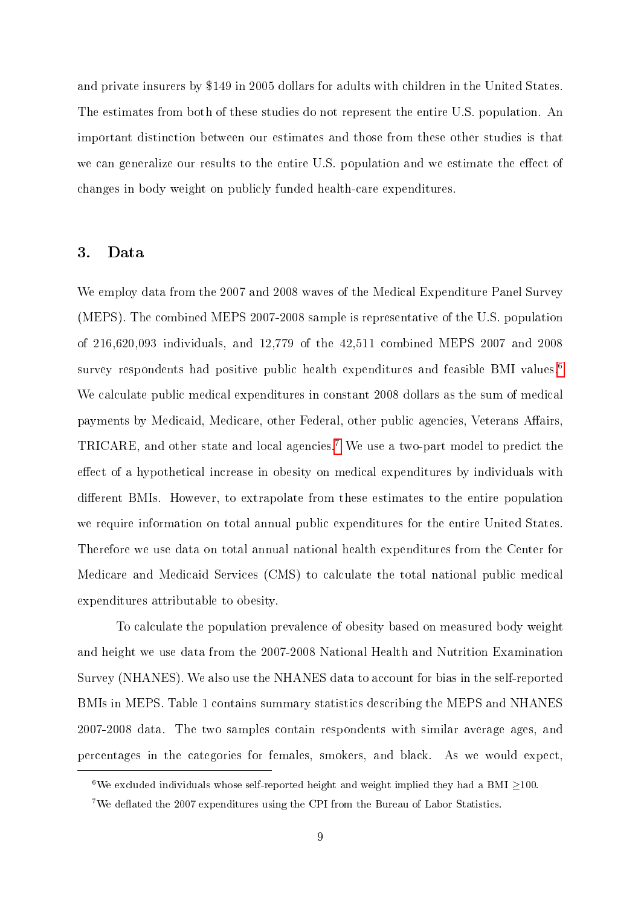and private insurers by $149 in 2005 dollars for adults with children in the United States. The estimates from both of these studies do not represent the entire U.S. population. An important distinction between our estimates and those from these other studies is that we can generalize our results to the entire U.S. population and we estimate the effect of changes in body weight on publicly funded health-care expenditures.

## 3. Data

We employ data from the 2007 and 2008 waves of the Medical Expenditure Panel Survey (MEPS). The combined MEPS 2007-2008 sample is representative of the U.S. population of 216,620,093 individuals, and 12,779 of the 42,511 combined MEPS 2007 and 2008 survey respondents had positive public health expenditures and feasible BMI values.[6] We calculate public medical expenditures in constant 2008 dollars as the sum of medical payments by Medicaid, Medicare, other Federal, other public agencies, Veterans Affairs, TRICARE, and other state and local agencies.[7] We use a two-part model to predict the effect of a hypothetical increase in obesity on medical expenditures by individuals with different BMIs. However, to extrapolate from these estimates to the entire population we require information on total annual public expenditures for the entire United States. Therefore we use data on total annual national health expenditures from the Center for Medicare and Medicaid Services (CMS) to calculate the total national public medical expenditures attributable to obesity.

To calculate the population prevalence of obesity based on measured body weight and height we use data from the 2007-2008 National Health and Nutrition Examination Survey (NHANES). We also use the NHANES data to account for bias in the self-reported BMIs in MEPS. Table 1 contains summary statistics describing the MEPS and NHANES 2007-2008 data. The two samples contain respondents with similar average ages, and percentages in the categories for females, smokers, and black. As we would expect,

[6] We excluded individuals whose self-reported height and weight implied they had a BMI $\geq$100.

[7] We deflated the 2007 expenditures using the CPI from the Bureau of Labor Statistics.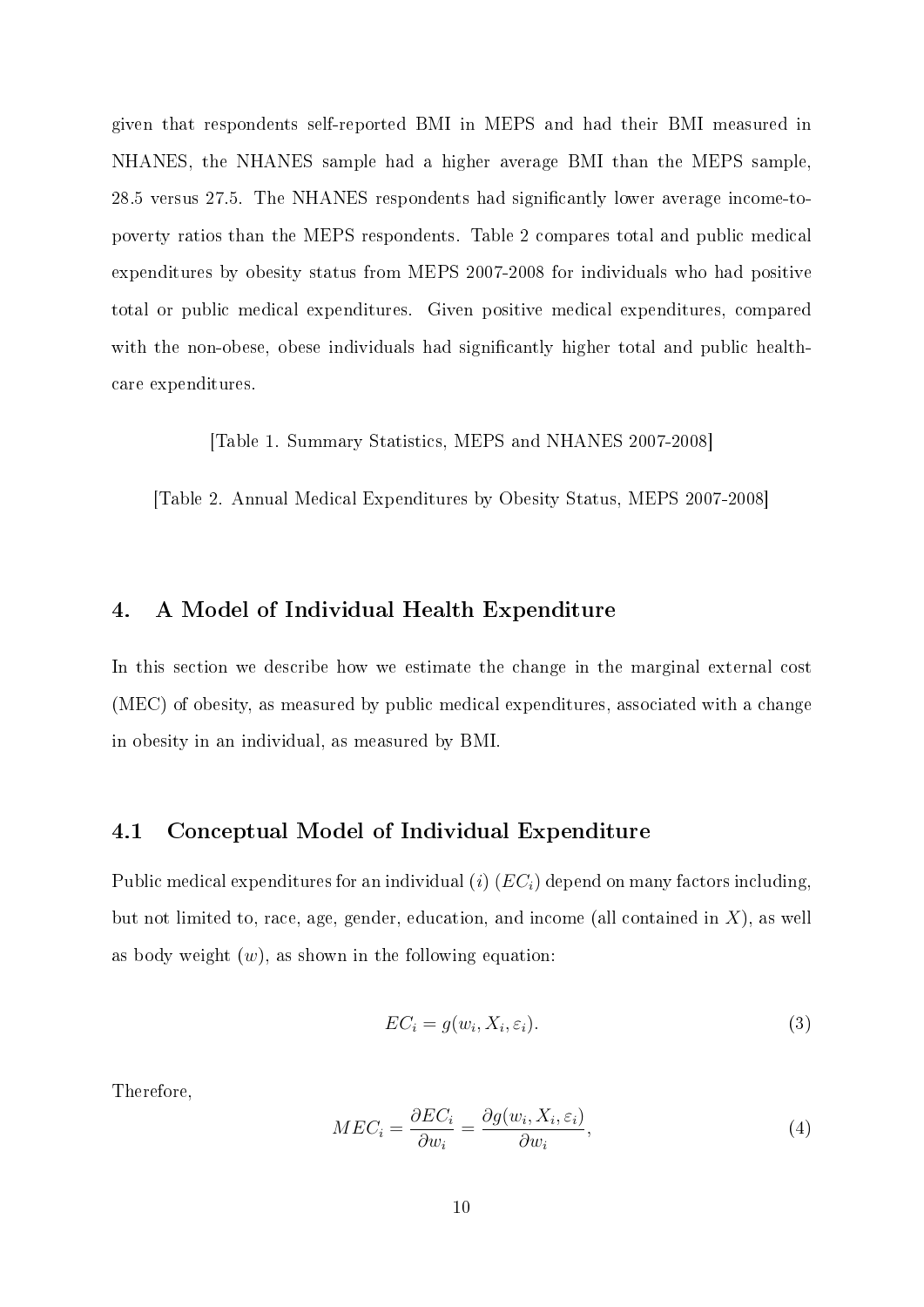given that respondents self-reported BMI in MEPS and had their BMI measured in NHANES, the NHANES sample had a higher average BMI than the MEPS sample, 28.5 versus 27.5. The NHANES respondents had significantly lower average income-to-poverty ratios than the MEPS respondents. Table 2 compares total and public medical expenditures by obesity status from MEPS 2007-2008 for individuals who had positive total or public medical expenditures. Given positive medical expenditures, compared with the non-obese, obese individuals had significantly higher total and public healthcare expenditures.

[Table 1. Summary Statistics, MEPS and NHANES 2007-2008]

[Table 2. Annual Medical Expenditures by Obesity Status, MEPS 2007-2008]

## 4. A Model of Individual Health Expenditure

In this section we describe how we estimate the change in the marginal external cost (MEC) of obesity, as measured by public medical expenditures, associated with a change in obesity in an individual, as measured by BMI.

### 4.1 Conceptual Model of Individual Expenditure

Public medical expenditures for an individual ($i$) ($EC_i$) depend on many factors including, but not limited to, race, age, gender, education, and income (all contained in $X$), as well as body weight ($w$), as shown in the following equation:

$$EC_i = g(w_i, X_i, \varepsilon_i). \tag{3}$$

Therefore,

$$MEC_i = \frac{\partial EC_i}{\partial w_i} = \frac{\partial g(w_i, X_i, \varepsilon_i)}{\partial w_i}, \tag{4}$$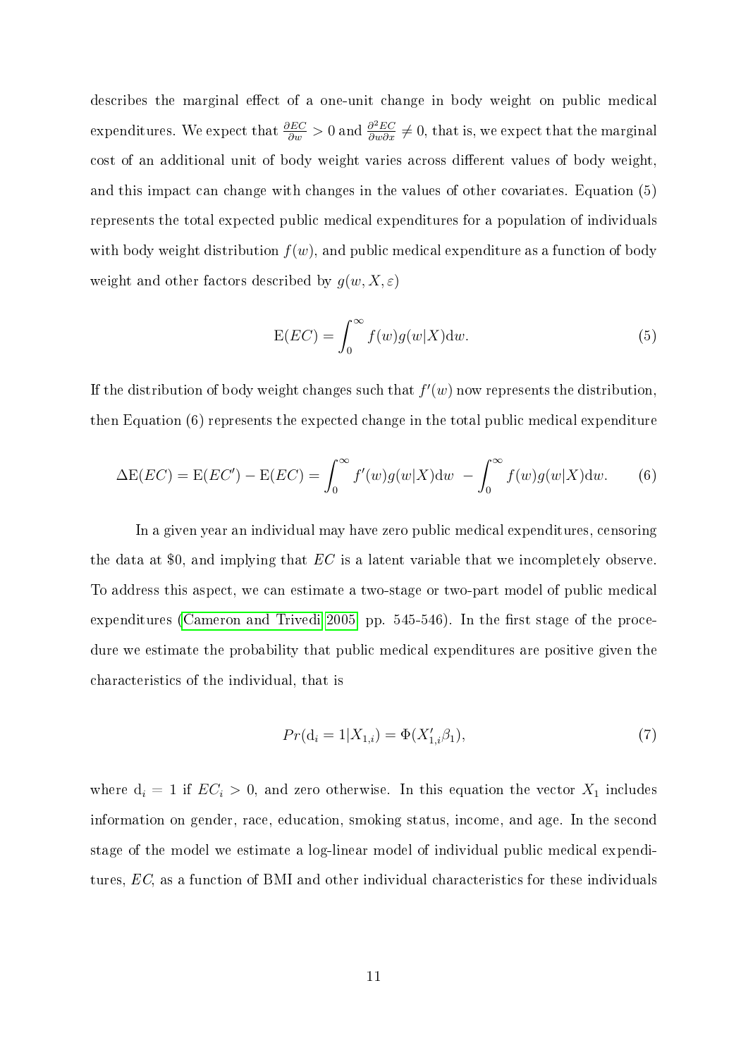describes the marginal effect of a one-unit change in body weight on public medical expenditures. We expect that $\frac{\partial EC}{\partial w} > 0$ and $\frac{\partial^2 EC}{\partial w \partial x} \neq 0$, that is, we expect that the marginal cost of an additional unit of body weight varies across different values of body weight, and this impact can change with changes in the values of other covariates. Equation (5) represents the total expected public medical expenditures for a population of individuals with body weight distribution $f(w)$, and public medical expenditure as a function of body weight and other factors described by $g(w, X, \varepsilon)$

$$\mathrm{E}(EC) = \int_0^\infty f(w) g(w|X) \mathrm{d}w. \tag{5}$$

If the distribution of body weight changes such that $f'(w)$ now represents the distribution, then Equation (6) represents the expected change in the total public medical expenditure

$$\Delta\mathrm{E}(EC) = \mathrm{E}(EC') - \mathrm{E}(EC) = \int_0^\infty f'(w) g(w|X) \mathrm{d}w \; - \int_0^\infty f(w) g(w|X) \mathrm{d}w. \tag{6}$$

In a given year an individual may have zero public medical expenditures, censoring the data at \$0, and implying that $EC$ is a latent variable that we incompletely observe. To address this aspect, we can estimate a two-stage or two-part model of public medical expenditures (Cameron and Trivedi 2005, pp. 545-546). In the first stage of the procedure we estimate the probability that public medical expenditures are positive given the characteristics of the individual, that is

$$Pr(\mathrm{d}_i = 1 | X_{1,i}) = \Phi(X'_{1,i}\beta_1), \tag{7}$$

where $\mathrm{d}_i = 1$ if $EC_i > 0$, and zero otherwise. In this equation the vector $X_1$ includes information on gender, race, education, smoking status, income, and age. In the second stage of the model we estimate a log-linear model of individual public medical expenditures, $EC$, as a function of BMI and other individual characteristics for these individuals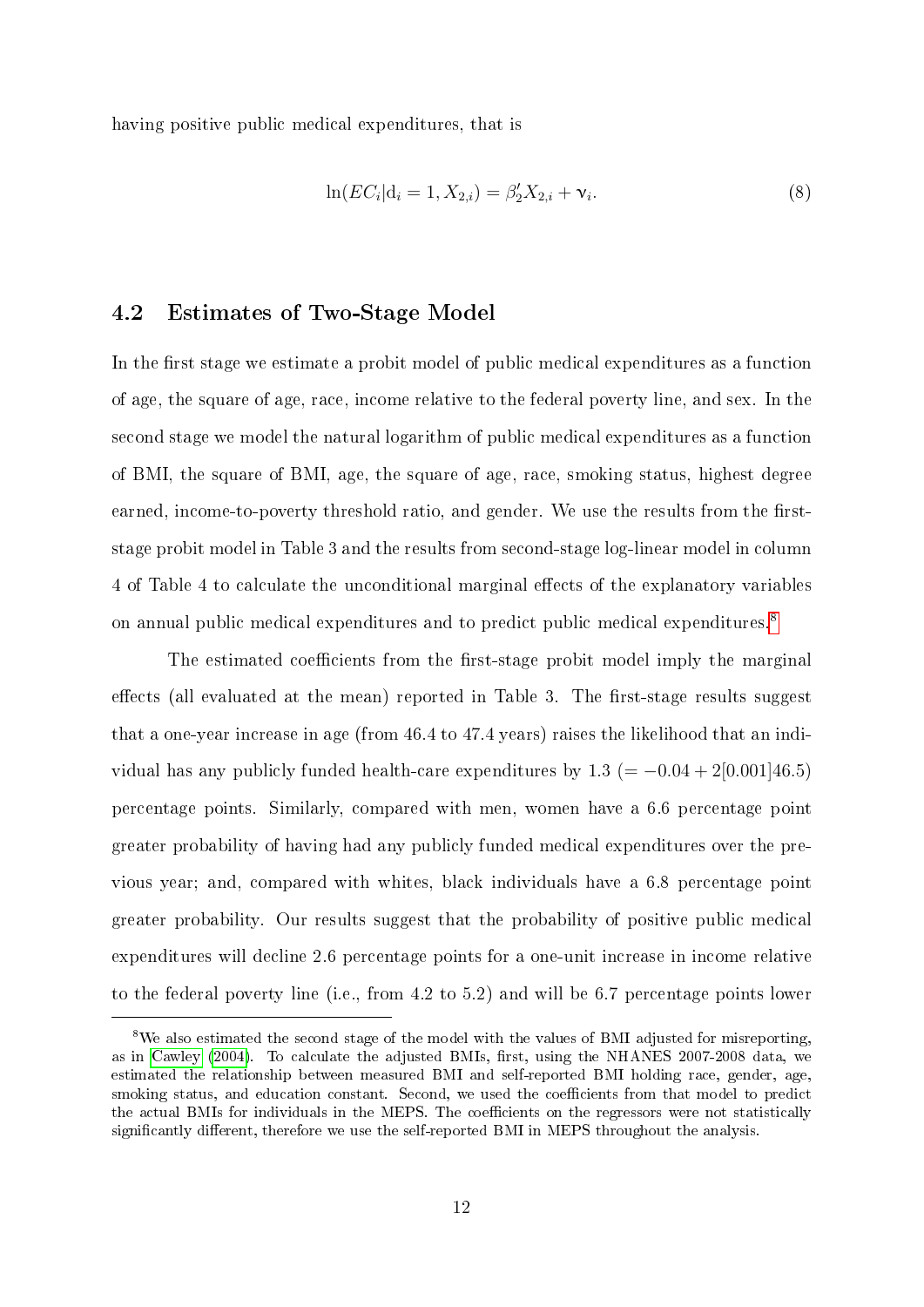having positive public medical expenditures, that is

$$\ln(EC_i|\mathrm{d}_i = 1, X_{2,i}) = \beta_2' X_{2,i} + \nu_i. \tag{8}$$

## 4.2 Estimates of Two-Stage Model

In the first stage we estimate a probit model of public medical expenditures as a function of age, the square of age, race, income relative to the federal poverty line, and sex. In the second stage we model the natural logarithm of public medical expenditures as a function of BMI, the square of BMI, age, the square of age, race, smoking status, highest degree earned, income-to-poverty threshold ratio, and gender. We use the results from the first-stage probit model in Table 3 and the results from second-stage log-linear model in column 4 of Table 4 to calculate the unconditional marginal effects of the explanatory variables on annual public medical expenditures and to predict public medical expenditures.[8]

The estimated coefficients from the first-stage probit model imply the marginal effects (all evaluated at the mean) reported in Table 3. The first-stage results suggest that a one-year increase in age (from 46.4 to 47.4 years) raises the likelihood that an individual has any publicly funded health-care expenditures by 1.3 ($= -0.04 + 2[0.001]46.5$) percentage points. Similarly, compared with men, women have a 6.6 percentage point greater probability of having had any publicly funded medical expenditures over the previous year; and, compared with whites, black individuals have a 6.8 percentage point greater probability. Our results suggest that the probability of positive public medical expenditures will decline 2.6 percentage points for a one-unit increase in income relative to the federal poverty line (i.e., from 4.2 to 5.2) and will be 6.7 percentage points lower

---

[8] We also estimated the second stage of the model with the values of BMI adjusted for misreporting, as in Cawley (2004). To calculate the adjusted BMIs, first, using the NHANES 2007-2008 data, we estimated the relationship between measured BMI and self-reported BMI holding race, gender, age, smoking status, and education constant. Second, we used the coefficients from that model to predict the actual BMIs for individuals in the MEPS. The coefficients on the regressors were not statistically significantly different, therefore we use the self-reported BMI in MEPS throughout the analysis.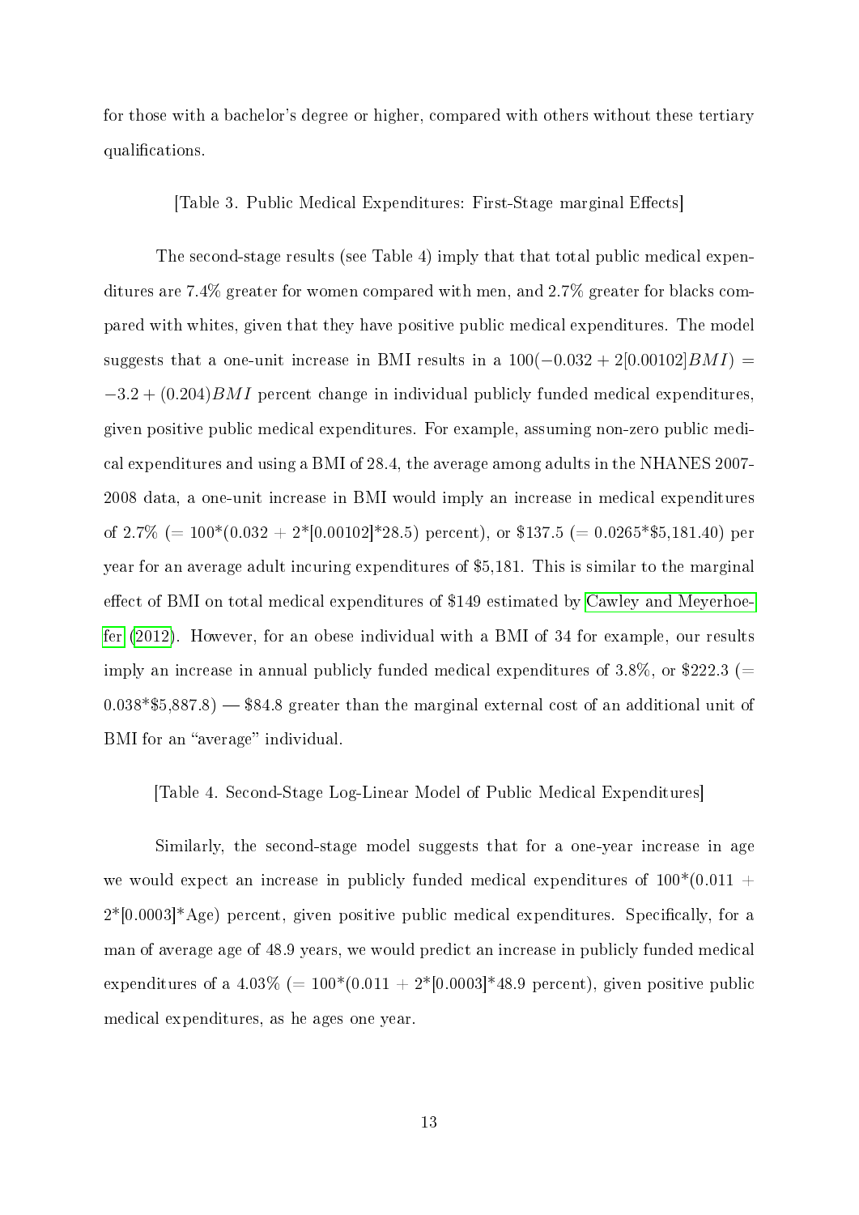for those with a bachelor's degree or higher, compared with others without these tertiary qualifications.

[Table 3. Public Medical Expenditures: First-Stage marginal Effects]

The second-stage results (see Table 4) imply that that total public medical expenditures are 7.4% greater for women compared with men, and 2.7% greater for blacks compared with whites, given that they have positive public medical expenditures. The model suggests that a one-unit increase in BMI results in a $100(-0.032 + 2[0.00102]BMI) = -3.2 + (0.204)BMI$ percent change in individual publicly funded medical expenditures, given positive public medical expenditures. For example, assuming non-zero public medical expenditures and using a BMI of 28.4, the average among adults in the NHANES 2007-2008 data, a one-unit increase in BMI would imply an increase in medical expenditures of 2.7% (= 100*(0.032 + 2*[0.00102]*28.5) percent), or $137.5 (= 0.0265*$5,181.40) per year for an average adult incuring expenditures of $5,181. This is similar to the marginal effect of BMI on total medical expenditures of $149 estimated by Cawley and Meyerhoefer (2012). However, for an obese individual with a BMI of 34 for example, our results imply an increase in annual publicly funded medical expenditures of 3.8%, or $222.3 (= 0.038*$5,887.8) — $84.8 greater than the marginal external cost of an additional unit of BMI for an "average" individual.

[Table 4. Second-Stage Log-Linear Model of Public Medical Expenditures]

Similarly, the second-stage model suggests that for a one-year increase in age we would expect an increase in publicly funded medical expenditures of 100*(0.011 + 2*[0.0003]*Age) percent, given positive public medical expenditures. Specifically, for a man of average age of 48.9 years, we would predict an increase in publicly funded medical expenditures of a 4.03% (= 100*(0.011 + 2*[0.0003]*48.9 percent), given positive public medical expenditures, as he ages one year.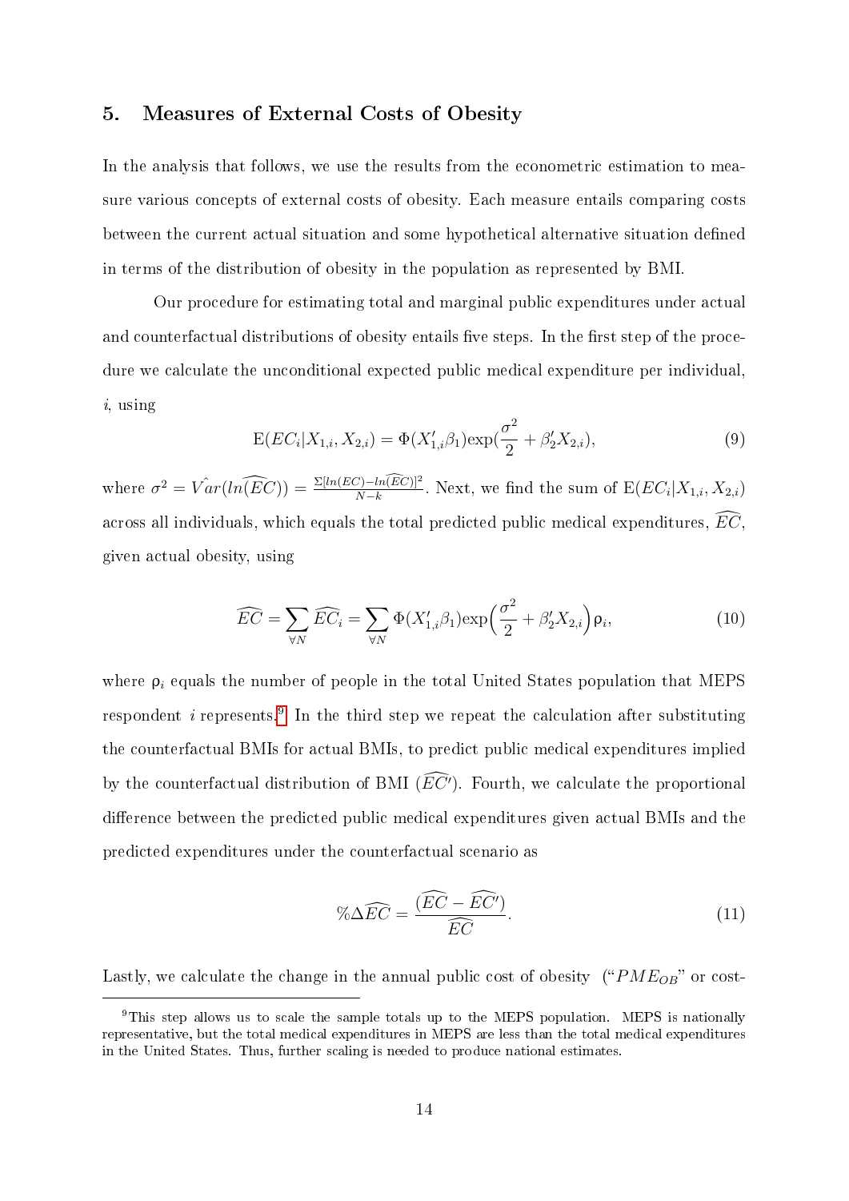## 5. Measures of External Costs of Obesity

In the analysis that follows, we use the results from the econometric estimation to measure various concepts of external costs of obesity. Each measure entails comparing costs between the current actual situation and some hypothetical alternative situation defined in terms of the distribution of obesity in the population as represented by BMI.

Our procedure for estimating total and marginal public expenditures under actual and counterfactual distributions of obesity entails five steps. In the first step of the procedure we calculate the unconditional expected public medical expenditure per individual, $i$, using

$$\mathrm{E}(EC_i|X_{1,i}, X_{2,i}) = \Phi(X'_{1,i}\beta_1)\exp(\frac{\sigma^2}{2} + \beta'_2 X_{2,i}), \tag{9}$$

where $\sigma^2 = \hat{Var}(ln(\widehat{EC})) = \frac{\Sigma[ln(EC) - ln(\widehat{EC})]^2}{N-k}$. Next, we find the sum of $\mathrm{E}(EC_i|X_{1,i}, X_{2,i})$ across all individuals, which equals the total predicted public medical expenditures, $\widehat{EC}$, given actual obesity, using

$$\widehat{EC} = \sum_{\forall N} \widehat{EC_i} = \sum_{\forall N} \Phi(X'_{1,i}\beta_1)\exp\Big(\frac{\sigma^2}{2} + \beta'_2 X_{2,i}\Big)\rho_i, \tag{10}$$

where $\rho_i$ equals the number of people in the total United States population that MEPS respondent $i$ represents.[9] In the third step we repeat the calculation after substituting the counterfactual BMIs for actual BMIs, to predict public medical expenditures implied by the counterfactual distribution of BMI ($\widehat{EC'}$). Fourth, we calculate the proportional difference between the predicted public medical expenditures given actual BMIs and the predicted expenditures under the counterfactual scenario as

$$\%\Delta\widehat{EC} = \frac{(\widehat{EC} - \widehat{EC'})}{\widehat{EC}}. \tag{11}$$

Lastly, we calculate the change in the annual public cost of obesity ("$PME_{OB}$" or cost-

[9] This step allows us to scale the sample totals up to the MEPS population. MEPS is nationally representative, but the total medical expenditures in MEPS are less than the total medical expenditures in the United States. Thus, further scaling is needed to produce national estimates.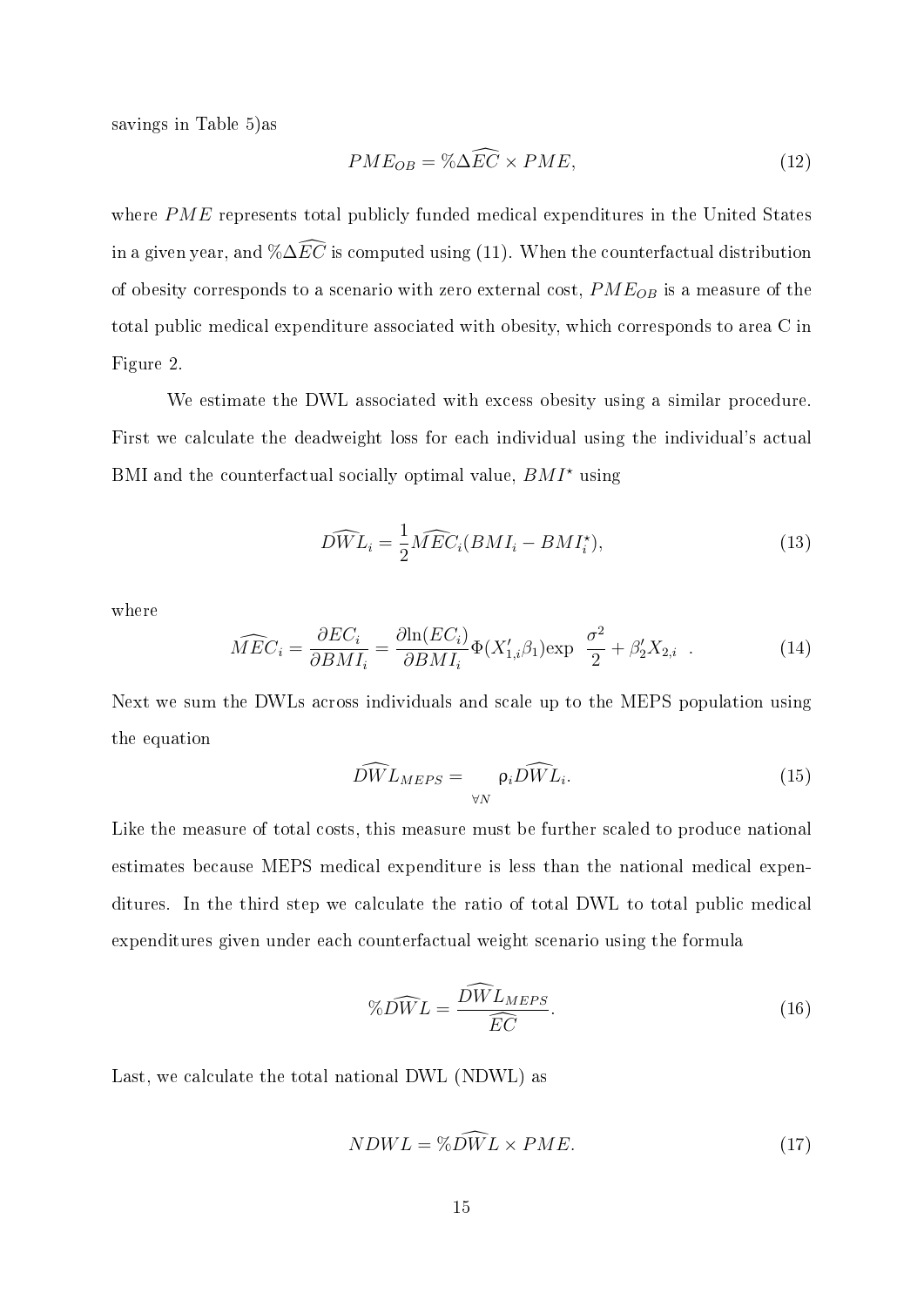savings in Table 5)as

$$PME_{OB} = \%\Delta\widehat{EC} \times PME, \tag{12}$$

where $PME$ represents total publicly funded medical expenditures in the United States in a given year, and $\%\Delta\widehat{EC}$ is computed using (11). When the counterfactual distribution of obesity corresponds to a scenario with zero external cost, $PME_{OB}$ is a measure of the total public medical expenditure associated with obesity, which corresponds to area C in Figure 2.

We estimate the DWL associated with excess obesity using a similar procedure. First we calculate the deadweight loss for each individual using the individual's actual BMI and the counterfactual socially optimal value, $BMI^{\star}$ using

$$\widehat{DWL}_i = \frac{1}{2}\widehat{MEC}_i(BMI_i - BMI_i^{\star}), \tag{13}$$

where

$$\widehat{MEC}_i = \frac{\partial EC_i}{\partial BMI_i} = \frac{\partial \ln(EC_i)}{\partial BMI_i}\Phi(X_{1,i}'\beta_1)\exp\left(\frac{\sigma^2}{2} + \beta_2' X_{2,i}\right). \tag{14}$$

Next we sum the DWLs across individuals and scale up to the MEPS population using the equation

$$\widehat{DWL}_{MEPS} = \sum_{\forall N} \rho_i \widehat{DWL}_i. \tag{15}$$

Like the measure of total costs, this measure must be further scaled to produce national estimates because MEPS medical expenditure is less than the national medical expenditures. In the third step we calculate the ratio of total DWL to total public medical expenditures given under each counterfactual weight scenario using the formula

$$\%\widehat{DWL} = \frac{\widehat{DWL}_{MEPS}}{\widehat{EC}}. \tag{16}$$

Last, we calculate the total national DWL (NDWL) as

$$NDWL = \%\widehat{DWL} \times PME. \tag{17}$$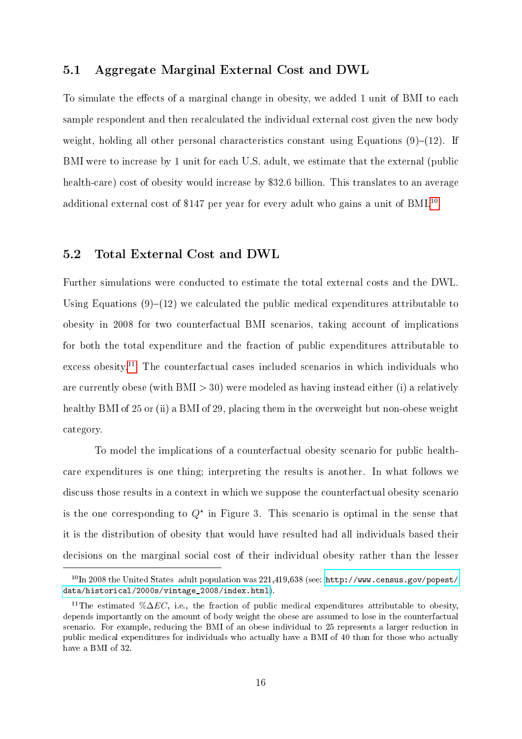### 5.1 Aggregate Marginal External Cost and DWL

To simulate the effects of a marginal change in obesity, we added 1 unit of BMI to each sample respondent and then recalculated the individual external cost given the new body weight, holding all other personal characteristics constant using Equations (9)–(12). If BMI were to increase by 1 unit for each U.S. adult, we estimate that the external (public health-care) cost of obesity would increase by \$32.6 billion. This translates to an average additional external cost of \$147 per year for every adult who gains a unit of BMI.[10]

### 5.2 Total External Cost and DWL

Further simulations were conducted to estimate the total external costs and the DWL. Using Equations (9)–(12) we calculated the public medical expenditures attributable to obesity in 2008 for two counterfactual BMI scenarios, taking account of implications for both the total expenditure and the fraction of public expenditures attributable to excess obesity.[11] The counterfactual cases included scenarios in which individuals who are currently obese (with BMI $> 30$) were modeled as having instead either (i) a relatively healthy BMI of 25 or (ii) a BMI of 29, placing them in the overweight but non-obese weight category.

To model the implications of a counterfactual obesity scenario for public health-care expenditures is one thing; interpreting the results is another. In what follows we discuss those results in a context in which we suppose the counterfactual obesity scenario is the one corresponding to $Q^{\star}$ in Figure 3. This scenario is optimal in the sense that it is the distribution of obesity that would have resulted had all individuals based their decisions on the marginal social cost of their individual obesity rather than the lesser

[10] In 2008 the United States adult population was 221,419,638 (see: http://www.census.gov/popest/data/historical/2000s/vintage_2008/index.html).

[11] The estimated $\%\Delta EC$, i.e., the fraction of public medical expenditures attributable to obesity, depends importantly on the amount of body weight the obese are assumed to lose in the counterfactual scenario. For example, reducing the BMI of an obese individual to 25 represents a larger reduction in public medical expenditures for individuals who actually have a BMI of 40 than for those who actually have a BMI of 32.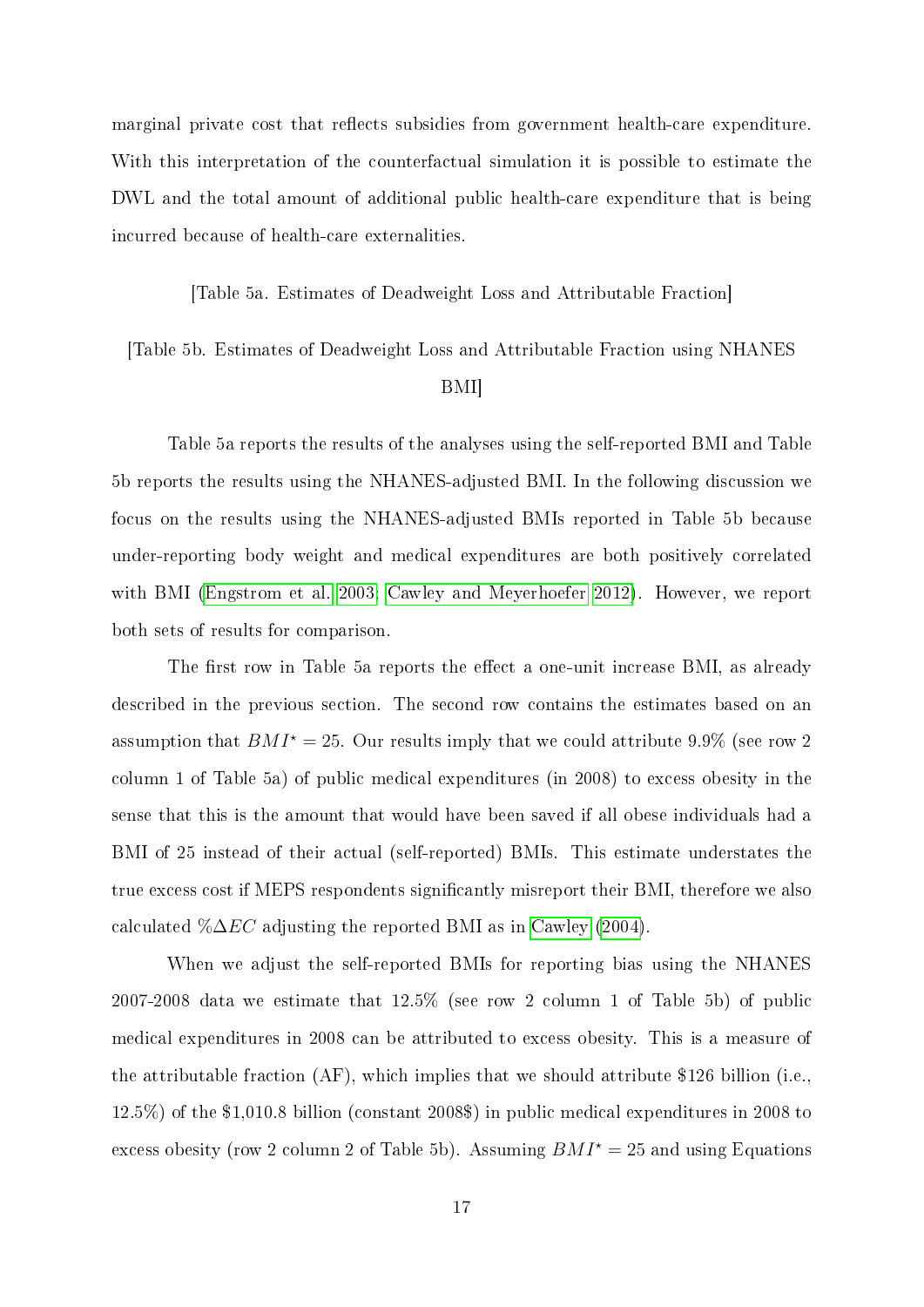marginal private cost that reflects subsidies from government health-care expenditure. With this interpretation of the counterfactual simulation it is possible to estimate the DWL and the total amount of additional public health-care expenditure that is being incurred because of health-care externalities.

[Table 5a. Estimates of Deadweight Loss and Attributable Fraction]

[Table 5b. Estimates of Deadweight Loss and Attributable Fraction using NHANES BMI]

Table 5a reports the results of the analyses using the self-reported BMI and Table 5b reports the results using the NHANES-adjusted BMI. In the following discussion we focus on the results using the NHANES-adjusted BMIs reported in Table 5b because under-reporting body weight and medical expenditures are both positively correlated with BMI (Engstrom et al. 2003; Cawley and Meyerhoefer 2012). However, we report both sets of results for comparison.

The first row in Table 5a reports the effect a one-unit increase BMI, as already described in the previous section. The second row contains the estimates based on an assumption that $BMI^{\star} = 25$. Our results imply that we could attribute 9.9% (see row 2 column 1 of Table 5a) of public medical expenditures (in 2008) to excess obesity in the sense that this is the amount that would have been saved if all obese individuals had a BMI of 25 instead of their actual (self-reported) BMIs. This estimate understates the true excess cost if MEPS respondents significantly misreport their BMI, therefore we also calculated $\%\Delta EC$ adjusting the reported BMI as in Cawley (2004).

When we adjust the self-reported BMIs for reporting bias using the NHANES 2007-2008 data we estimate that 12.5% (see row 2 column 1 of Table 5b) of public medical expenditures in 2008 can be attributed to excess obesity. This is a measure of the attributable fraction (AF), which implies that we should attribute \$126 billion (i.e., 12.5%) of the \$1,010.8 billion (constant 2008\$) in public medical expenditures in 2008 to excess obesity (row 2 column 2 of Table 5b). Assuming $BMI^{\star} = 25$ and using Equations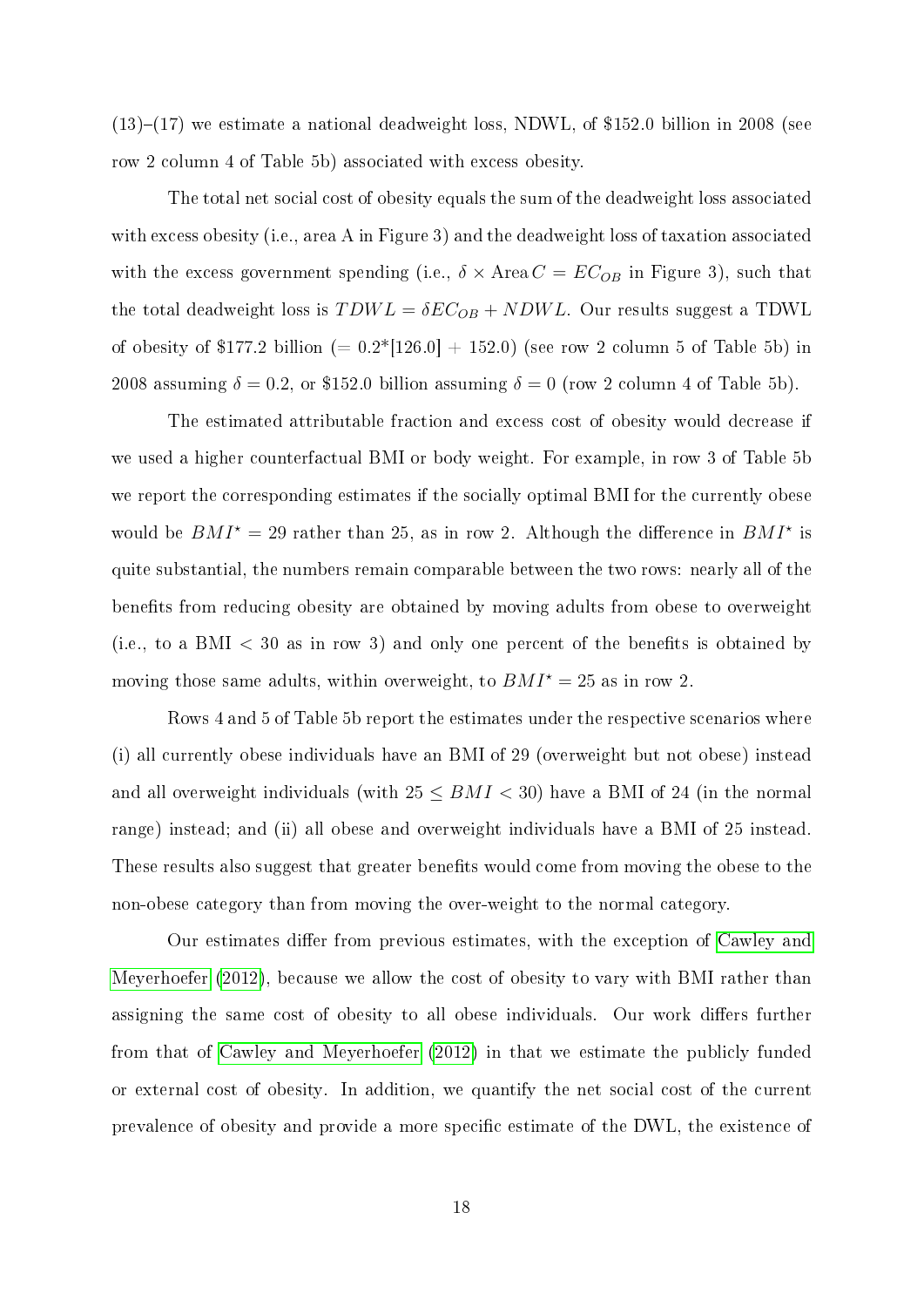(13)–(17) we estimate a national deadweight loss, NDWL, of \$152.0 billion in 2008 (see row 2 column 4 of Table 5b) associated with excess obesity.

The total net social cost of obesity equals the sum of the deadweight loss associated with excess obesity (i.e., area A in Figure 3) and the deadweight loss of taxation associated with the excess government spending (i.e., $\delta \times \text{Area}\, C = EC_{OB}$ in Figure 3), such that the total deadweight loss is $TDWL = \delta EC_{OB} + NDWL$. Our results suggest a TDWL of obesity of \$177.2 billion (= 0.2*[126.0] + 152.0) (see row 2 column 5 of Table 5b) in 2008 assuming $\delta = 0.2$, or \$152.0 billion assuming $\delta = 0$ (row 2 column 4 of Table 5b).

The estimated attributable fraction and excess cost of obesity would decrease if we used a higher counterfactual BMI or body weight. For example, in row 3 of Table 5b we report the corresponding estimates if the socially optimal BMI for the currently obese would be $BMI^{\star} = 29$ rather than 25, as in row 2. Although the difference in $BMI^{\star}$ is quite substantial, the numbers remain comparable between the two rows: nearly all of the benefits from reducing obesity are obtained by moving adults from obese to overweight (i.e., to a BMI < 30 as in row 3) and only one percent of the benefits is obtained by moving those same adults, within overweight, to $BMI^{\star} = 25$ as in row 2.

Rows 4 and 5 of Table 5b report the estimates under the respective scenarios where (i) all currently obese individuals have an BMI of 29 (overweight but not obese) instead and all overweight individuals (with $25 \leq BMI < 30$) have a BMI of 24 (in the normal range) instead; and (ii) all obese and overweight individuals have a BMI of 25 instead. These results also suggest that greater benefits would come from moving the obese to the non-obese category than from moving the over-weight to the normal category.

Our estimates differ from previous estimates, with the exception of Cawley and Meyerhoefer (2012), because we allow the cost of obesity to vary with BMI rather than assigning the same cost of obesity to all obese individuals. Our work differs further from that of Cawley and Meyerhoefer (2012) in that we estimate the publicly funded or external cost of obesity. In addition, we quantify the net social cost of the current prevalence of obesity and provide a more specific estimate of the DWL, the existence of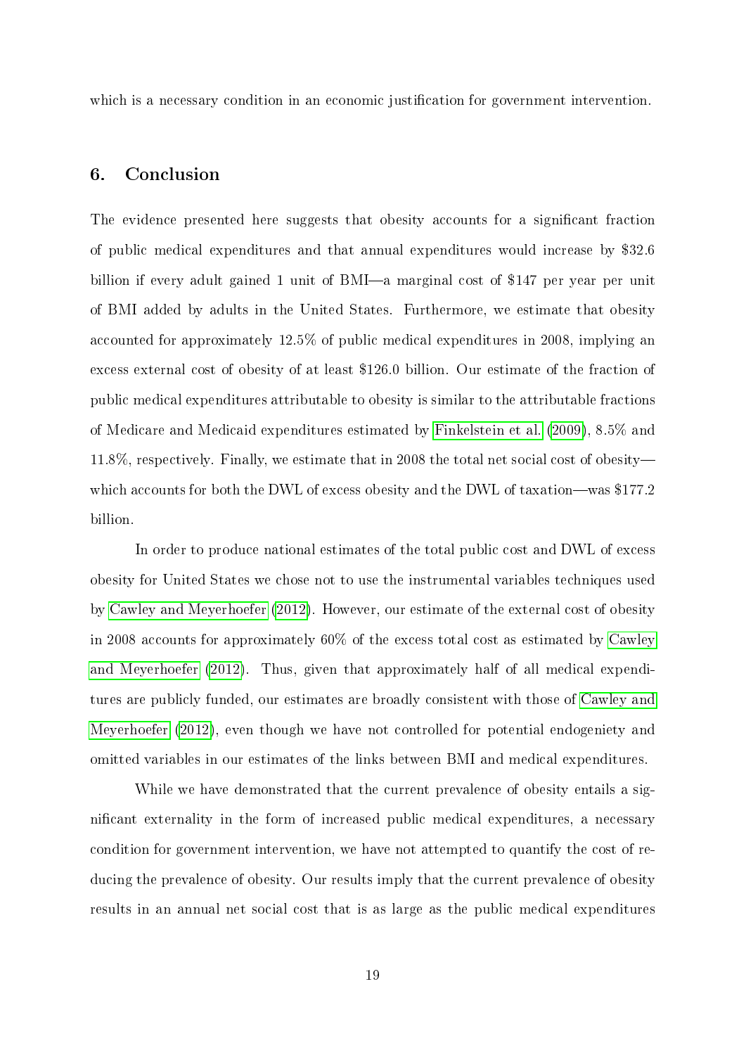which is a necessary condition in an economic justification for government intervention.

## 6. Conclusion

The evidence presented here suggests that obesity accounts for a significant fraction of public medical expenditures and that annual expenditures would increase by $32.6 billion if every adult gained 1 unit of BMI—a marginal cost of $147 per year per unit of BMI added by adults in the United States. Furthermore, we estimate that obesity accounted for approximately 12.5% of public medical expenditures in 2008, implying an excess external cost of obesity of at least $126.0 billion. Our estimate of the fraction of public medical expenditures attributable to obesity is similar to the attributable fractions of Medicare and Medicaid expenditures estimated by Finkelstein et al. (2009), 8.5% and 11.8%, respectively. Finally, we estimate that in 2008 the total net social cost of obesity—which accounts for both the DWL of excess obesity and the DWL of taxation—was $177.2 billion.

In order to produce national estimates of the total public cost and DWL of excess obesity for United States we chose not to use the instrumental variables techniques used by Cawley and Meyerhoefer (2012). However, our estimate of the external cost of obesity in 2008 accounts for approximately 60% of the excess total cost as estimated by Cawley and Meyerhoefer (2012). Thus, given that approximately half of all medical expenditures are publicly funded, our estimates are broadly consistent with those of Cawley and Meyerhoefer (2012), even though we have not controlled for potential endogeniety and omitted variables in our estimates of the links between BMI and medical expenditures.

While we have demonstrated that the current prevalence of obesity entails a significant externality in the form of increased public medical expenditures, a necessary condition for government intervention, we have not attempted to quantify the cost of reducing the prevalence of obesity. Our results imply that the current prevalence of obesity results in an annual net social cost that is as large as the public medical expenditures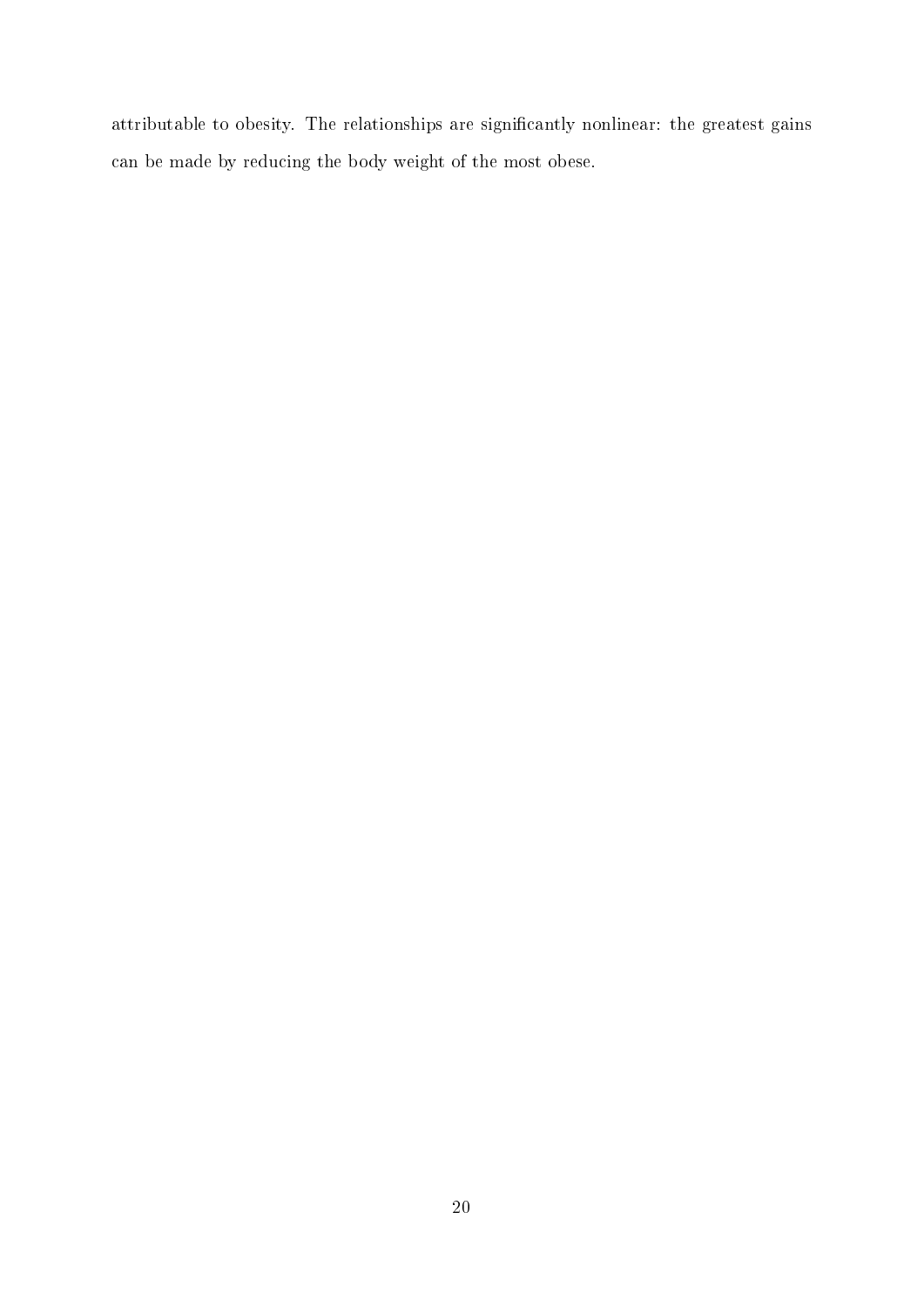attributable to obesity. The relationships are significantly nonlinear: the greatest gains can be made by reducing the body weight of the most obese.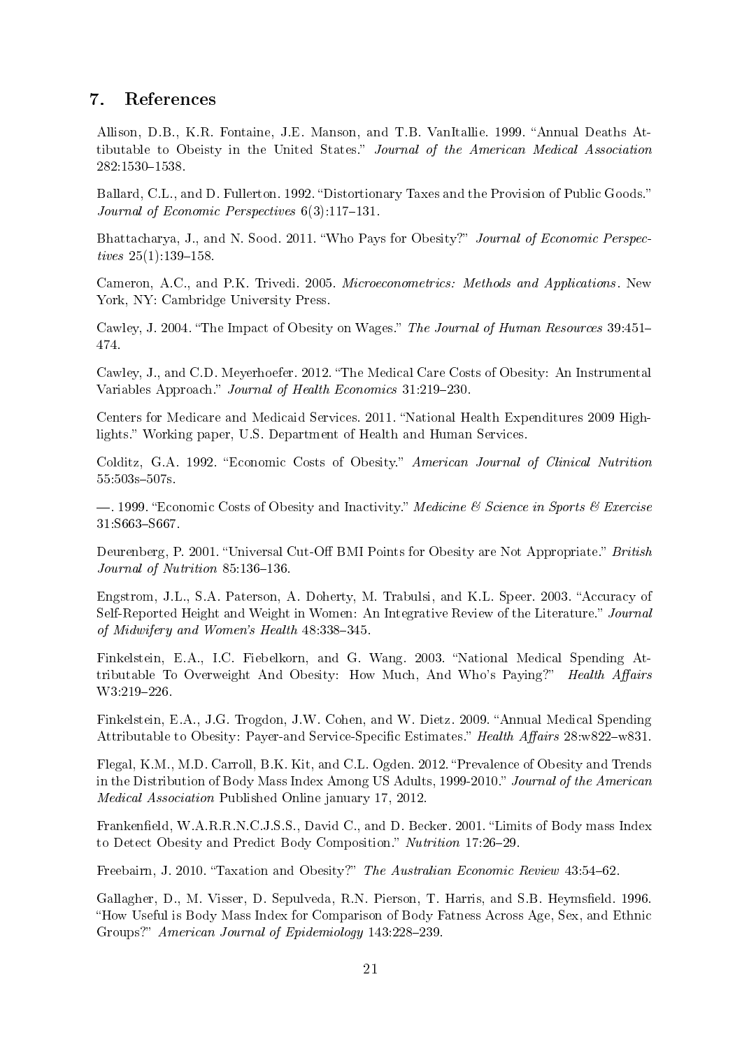## 7. References

Allison, D.B., K.R. Fontaine, J.E. Manson, and T.B. VanItallie. 1999. "Annual Deaths Attibutable to Obeisty in the United States." *Journal of the American Medical Association* 282:1530–1538.

Ballard, C.L., and D. Fullerton. 1992. "Distortionary Taxes and the Provision of Public Goods." *Journal of Economic Perspectives* 6(3):117–131.

Bhattacharya, J., and N. Sood. 2011. "Who Pays for Obesity?" *Journal of Economic Perspectives* 25(1):139–158.

Cameron, A.C., and P.K. Trivedi. 2005. *Microeconometrics: Methods and Applications*. New York, NY: Cambridge University Press.

Cawley, J. 2004. "The Impact of Obesity on Wages." *The Journal of Human Resources* 39:451–474.

Cawley, J., and C.D. Meyerhoefer. 2012. "The Medical Care Costs of Obesity: An Instrumental Variables Approach." *Journal of Health Economics* 31:219–230.

Centers for Medicare and Medicaid Services. 2011. "National Health Expenditures 2009 Highlights." Working paper, U.S. Department of Health and Human Services.

Colditz, G.A. 1992. "Economic Costs of Obesity." *American Journal of Clinical Nutrition* 55:503s–507s.

—. 1999. "Economic Costs of Obesity and Inactivity." *Medicine & Science in Sports & Exercise* 31:S663–S667.

Deurenberg, P. 2001. "Universal Cut-Off BMI Points for Obesity are Not Appropriate." *British Journal of Nutrition* 85:136–136.

Engstrom, J.L., S.A. Paterson, A. Doherty, M. Trabulsi, and K.L. Speer. 2003. "Accuracy of Self-Reported Height and Weight in Women: An Integrative Review of the Literature." *Journal of Midwifery and Women's Health* 48:338–345.

Finkelstein, E.A., I.C. Fiebelkorn, and G. Wang. 2003. "National Medical Spending Attributable To Overweight And Obesity: How Much, And Who's Paying?" *Health Affairs* W3:219–226.

Finkelstein, E.A., J.G. Trogdon, J.W. Cohen, and W. Dietz. 2009. "Annual Medical Spending Attributable to Obesity: Payer-and Service-Specific Estimates." *Health Affairs* 28:w822–w831.

Flegal, K.M., M.D. Carroll, B.K. Kit, and C.L. Ogden. 2012. "Prevalence of Obesity and Trends in the Distribution of Body Mass Index Among US Adults, 1999-2010." *Journal of the American Medical Association* Published Online january 17, 2012.

Frankenfield, W.A.R.R.N.C.J.S.S., David C., and D. Becker. 2001. "Limits of Body mass Index to Detect Obesity and Predict Body Composition." *Nutrition* 17:26–29.

Freebairn, J. 2010. "Taxation and Obesity?" *The Australian Economic Review* 43:54–62.

Gallagher, D., M. Visser, D. Sepulveda, R.N. Pierson, T. Harris, and S.B. Heymsfield. 1996. "How Useful is Body Mass Index for Comparison of Body Fatness Across Age, Sex, and Ethnic Groups?" *American Journal of Epidemiology* 143:228–239.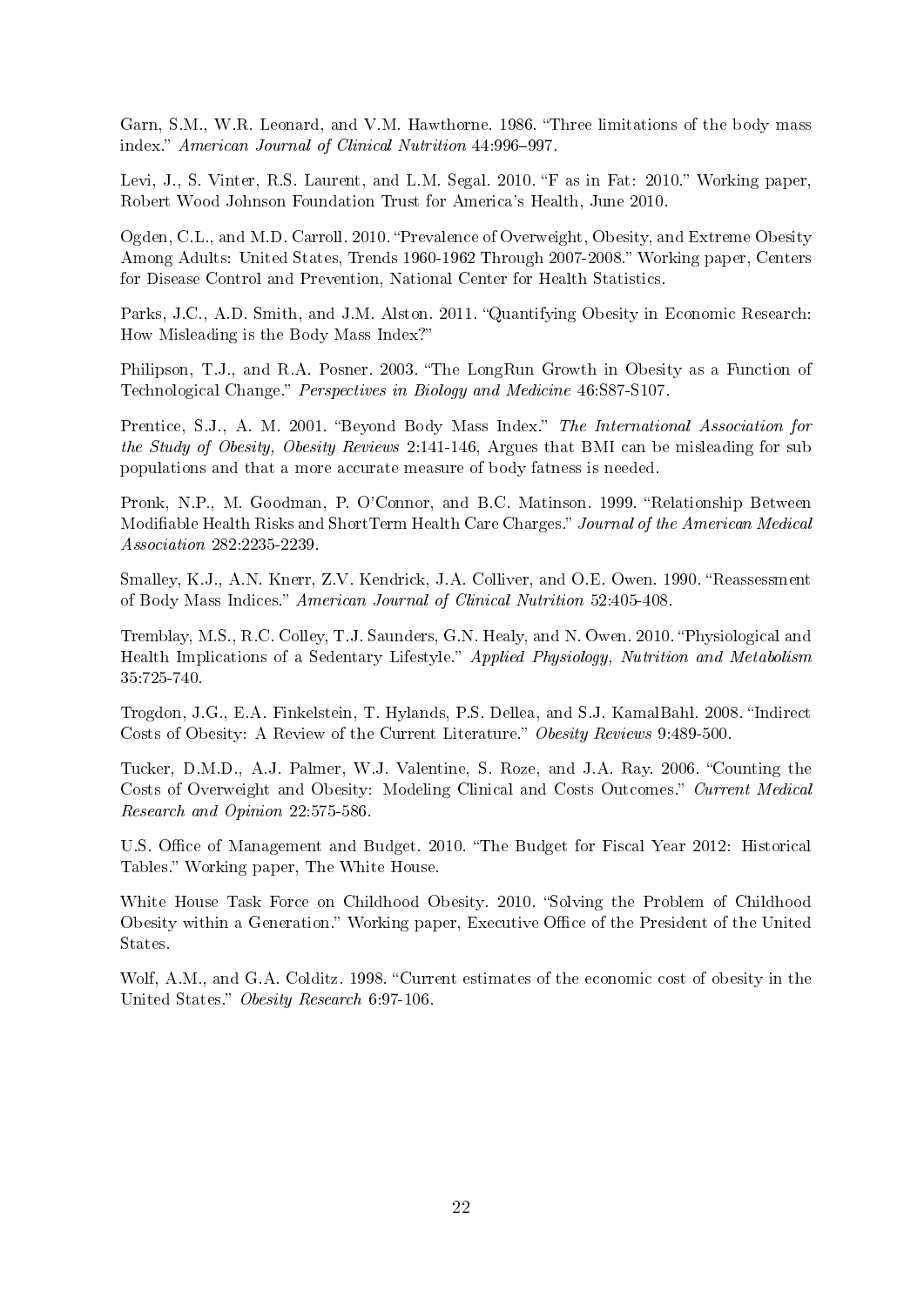Garn, S.M., W.R. Leonard, and V.M. Hawthorne. 1986. "Three limitations of the body mass index." *American Journal of Clinical Nutrition* 44:996–997.

Levi, J., S. Vinter, R.S. Laurent, and L.M. Segal. 2010. "F as in Fat: 2010." Working paper, Robert Wood Johnson Foundation Trust for America's Health, June 2010.

Ogden, C.L., and M.D. Carroll. 2010. "Prevalence of Overweight, Obesity, and Extreme Obesity Among Adults: United States, Trends 1960-1962 Through 2007-2008." Working paper, Centers for Disease Control and Prevention, National Center for Health Statistics.

Parks, J.C., A.D. Smith, and J.M. Alston. 2011. "Quantifying Obesity in Economic Research: How Misleading is the Body Mass Index?"

Philipson, T.J., and R.A. Posner. 2003. "The LongRun Growth in Obesity as a Function of Technological Change." *Perspectives in Biology and Medicine* 46:S87-S107.

Prentice, S.J., A. M. 2001. "Beyond Body Mass Index." *The International Association for the Study of Obesity, Obesity Reviews* 2:141-146, Argues that BMI can be misleading for sub populations and that a more accurate measure of body fatness is needed.

Pronk, N.P., M. Goodman, P. O'Connor, and B.C. Matinson. 1999. "Relationship Between Modifiable Health Risks and ShortTerm Health Care Charges." *Journal of the American Medical Association* 282:2235-2239.

Smalley, K.J., A.N. Knerr, Z.V. Kendrick, J.A. Colliver, and O.E. Owen. 1990. "Reassessment of Body Mass Indices." *American Journal of Clinical Nutrition* 52:405-408.

Tremblay, M.S., R.C. Colley, T.J. Saunders, G.N. Healy, and N. Owen. 2010. "Physiological and Health Implications of a Sedentary Lifestyle." *Applied Physiology, Nutrition and Metabolism* 35:725-740.

Trogdon, J.G., E.A. Finkelstein, T. Hylands, P.S. Dellea, and S.J. KamalBahl. 2008. "Indirect Costs of Obesity: A Review of the Current Literature." *Obesity Reviews* 9:489-500.

Tucker, D.M.D., A.J. Palmer, W.J. Valentine, S. Roze, and J.A. Ray. 2006. "Counting the Costs of Overweight and Obesity: Modeling Clinical and Costs Outcomes." *Current Medical Research and Opinion* 22:575-586.

U.S. Office of Management and Budget. 2010. "The Budget for Fiscal Year 2012: Historical Tables." Working paper, The White House.

White House Task Force on Childhood Obesity. 2010. "Solving the Problem of Childhood Obesity within a Generation." Working paper, Executive Office of the President of the United States.

Wolf, A.M., and G.A. Colditz. 1998. "Current estimates of the economic cost of obesity in the United States." *Obesity Research* 6:97-106.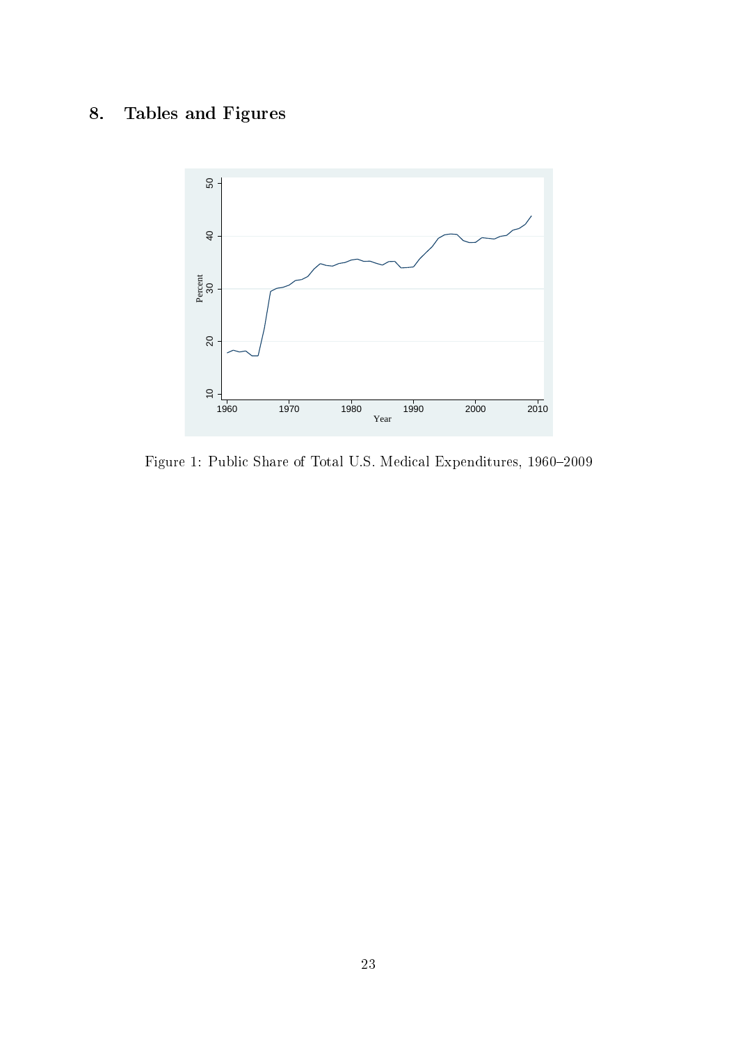## 8. Tables and Figures

Figure 1: Public Share of Total U.S. Medical Expenditures, 1960–2009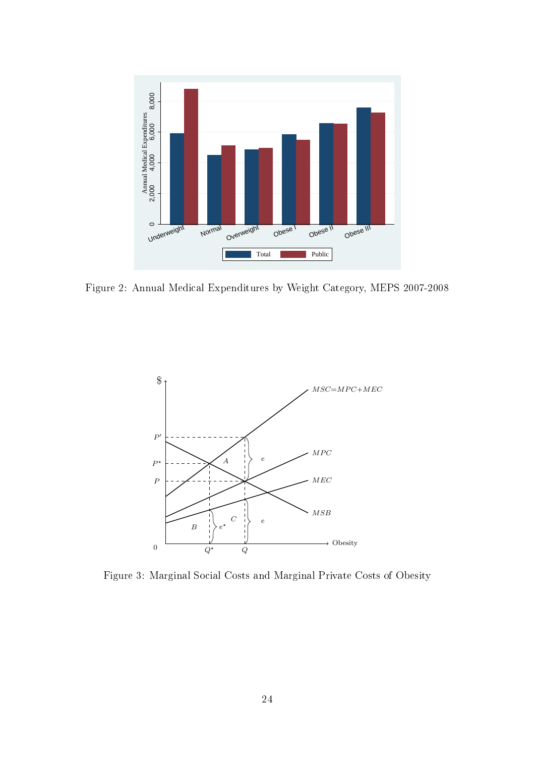Figure 2: Annual Medical Expenditures by Weight Category, MEPS 2007-2008

Figure 3: Marginal Social Costs and Marginal Private Costs of Obesity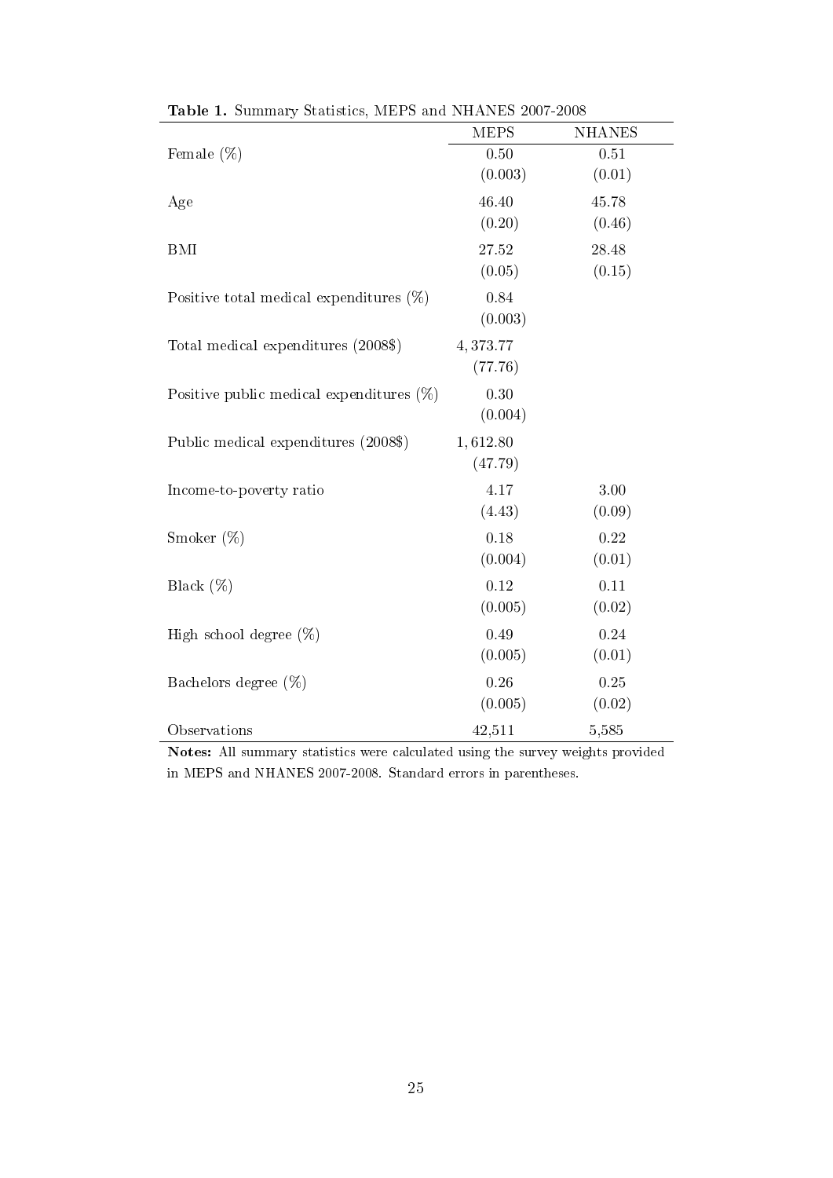**Table 1.** Summary Statistics, MEPS and NHANES 2007-2008

| | MEPS | NHANES |
|---|---|---|
| Female (%) | 0.50 | 0.51 |
| | (0.003) | (0.01) |
| Age | 46.40 | 45.78 |
| | (0.20) | (0.46) |
| BMI | 27.52 | 28.48 |
| | (0.05) | (0.15) |
| Positive total medical expenditures (%) | 0.84 | |
| | (0.003) | |
| Total medical expenditures (2008$) | 4,373.77 | |
| | (77.76) | |
| Positive public medical expenditures (%) | 0.30 | |
| | (0.004) | |
| Public medical expenditures (2008$) | 1,612.80 | |
| | (47.79) | |
| Income-to-poverty ratio | 4.17 | 3.00 |
| | (4.43) | (0.09) |
| Smoker (%) | 0.18 | 0.22 |
| | (0.004) | (0.01) |
| Black (%) | 0.12 | 0.11 |
| | (0.005) | (0.02) |
| High school degree (%) | 0.49 | 0.24 |
| | (0.005) | (0.01) |
| Bachelors degree (%) | 0.26 | 0.25 |
| | (0.005) | (0.02) |
| Observations | 42,511 | 5,585 |

**Notes:** All summary statistics were calculated using the survey weights provided in MEPS and NHANES 2007-2008. Standard errors in parentheses.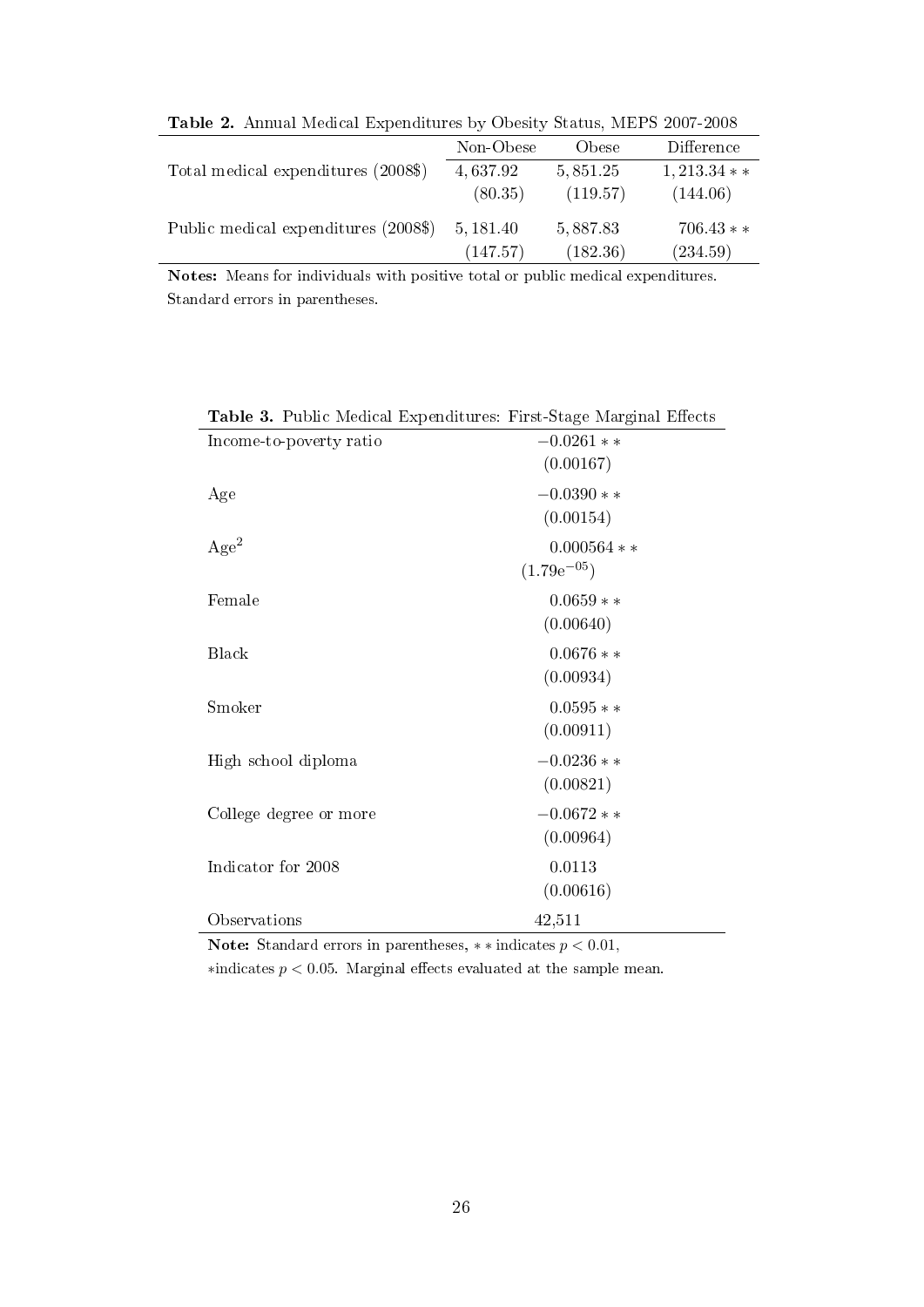**Table 2.** Annual Medical Expenditures by Obesity Status, MEPS 2007-2008

| | Non-Obese | Obese | Difference |
|---|---|---|---|
| Total medical expenditures (2008$) | 4,637.92 | 5,851.25 | 1,213.34 ** |
| | (80.35) | (119.57) | (144.06) |
| Public medical expenditures (2008$) | 5,181.40 | 5,887.83 | 706.43 ** |
| | (147.57) | (182.36) | (234.59) |

**Notes:** Means for individuals with positive total or public medical expenditures. Standard errors in parentheses.

**Table 3.** Public Medical Expenditures: First-Stage Marginal Effects

| | |
|---|---|
| Income-to-poverty ratio | −0.0261 ** |
| | (0.00167) |
| Age | −0.0390 ** |
| | (0.00154) |
| $\text{Age}^2$ | 0.000564 ** |
| | ($1.79\text{e}^{-05}$) |
| Female | 0.0659 ** |
| | (0.00640) |
| Black | 0.0676 ** |
| | (0.00934) |
| Smoker | 0.0595 ** |
| | (0.00911) |
| High school diploma | −0.0236 ** |
| | (0.00821) |
| College degree or more | −0.0672 ** |
| | (0.00964) |
| Indicator for 2008 | 0.0113 |
| | (0.00616) |
| Observations | 42,511 |

**Note:** Standard errors in parentheses, ** indicates $p < 0.01$, *indicates $p < 0.05$. Marginal effects evaluated at the sample mean.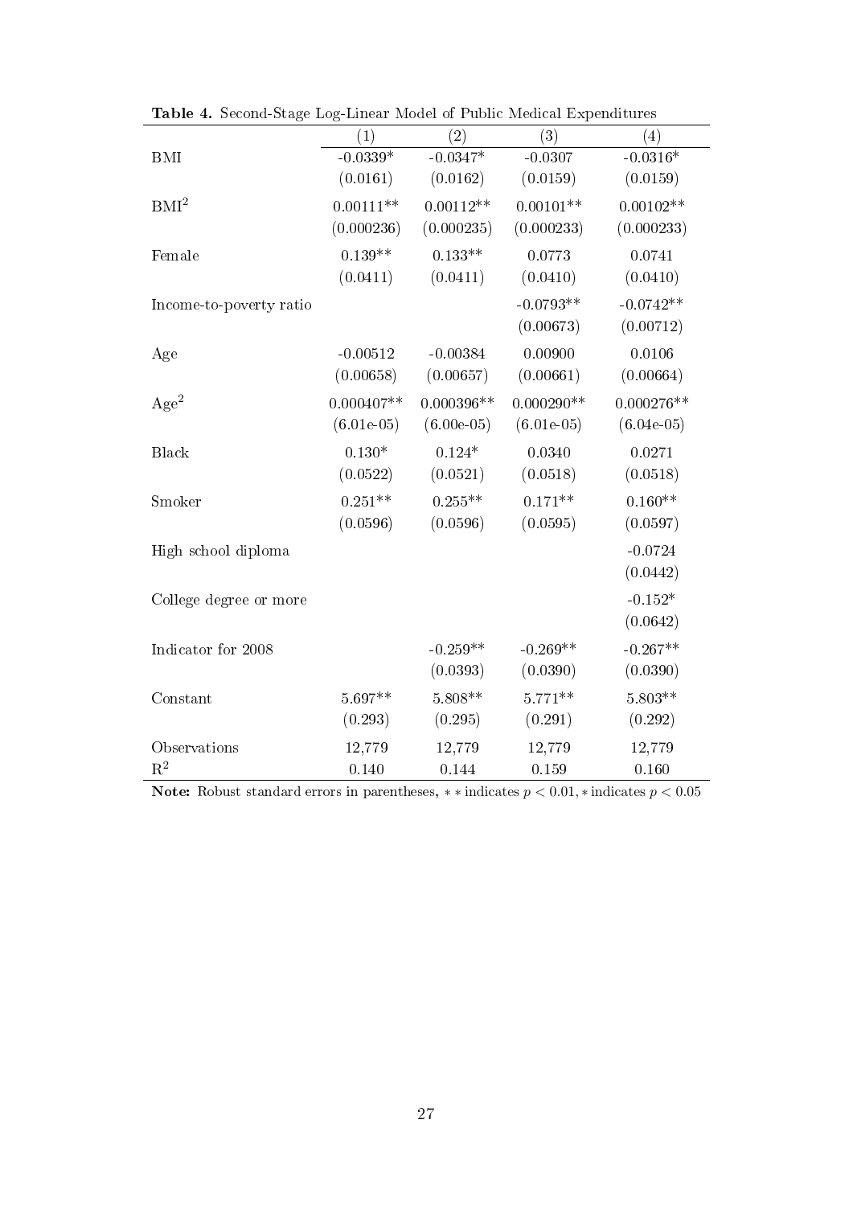**Table 4.** Second-Stage Log-Linear Model of Public Medical Expenditures

| | (1) | (2) | (3) | (4) |
|---|---|---|---|---|
| BMI | -0.0339* | -0.0347* | -0.0307 | -0.0316* |
| | (0.0161) | (0.0162) | (0.0159) | (0.0159) |
| $\text{BMI}^2$ | 0.00111** | 0.00112** | 0.00101** | 0.00102** |
| | (0.000236) | (0.000235) | (0.000233) | (0.000233) |
| Female | 0.139** | 0.133** | 0.0773 | 0.0741 |
| | (0.0411) | (0.0411) | (0.0410) | (0.0410) |
| Income-to-poverty ratio | | | -0.0793** | -0.0742** |
| | | | (0.00673) | (0.00712) |
| Age | -0.00512 | -0.00384 | 0.00900 | 0.0106 |
| | (0.00658) | (0.00657) | (0.00661) | (0.00664) |
| $\text{Age}^2$ | 0.000407** | 0.000396** | 0.000290** | 0.000276** |
| | (6.01e-05) | (6.00e-05) | (6.01e-05) | (6.04e-05) |
| Black | 0.130* | 0.124* | 0.0340 | 0.0271 |
| | (0.0522) | (0.0521) | (0.0518) | (0.0518) |
| Smoker | 0.251** | 0.255** | 0.171** | 0.160** |
| | (0.0596) | (0.0596) | (0.0595) | (0.0597) |
| High school diploma | | | | -0.0724 |
| | | | | (0.0442) |
| College degree or more | | | | -0.152* |
| | | | | (0.0642) |
| Indicator for 2008 | | -0.259** | -0.269** | -0.267** |
| | | (0.0393) | (0.0390) | (0.0390) |
| Constant | 5.697** | 5.808** | 5.771** | 5.803** |
| | (0.293) | (0.295) | (0.291) | (0.292) |
| Observations | 12,779 | 12,779 | 12,779 | 12,779 |
| $R^2$ | 0.140 | 0.144 | 0.159 | 0.160 |

**Note:** Robust standard errors in parentheses, $**$ indicates $p < 0.01$, $*$ indicates $p < 0.05$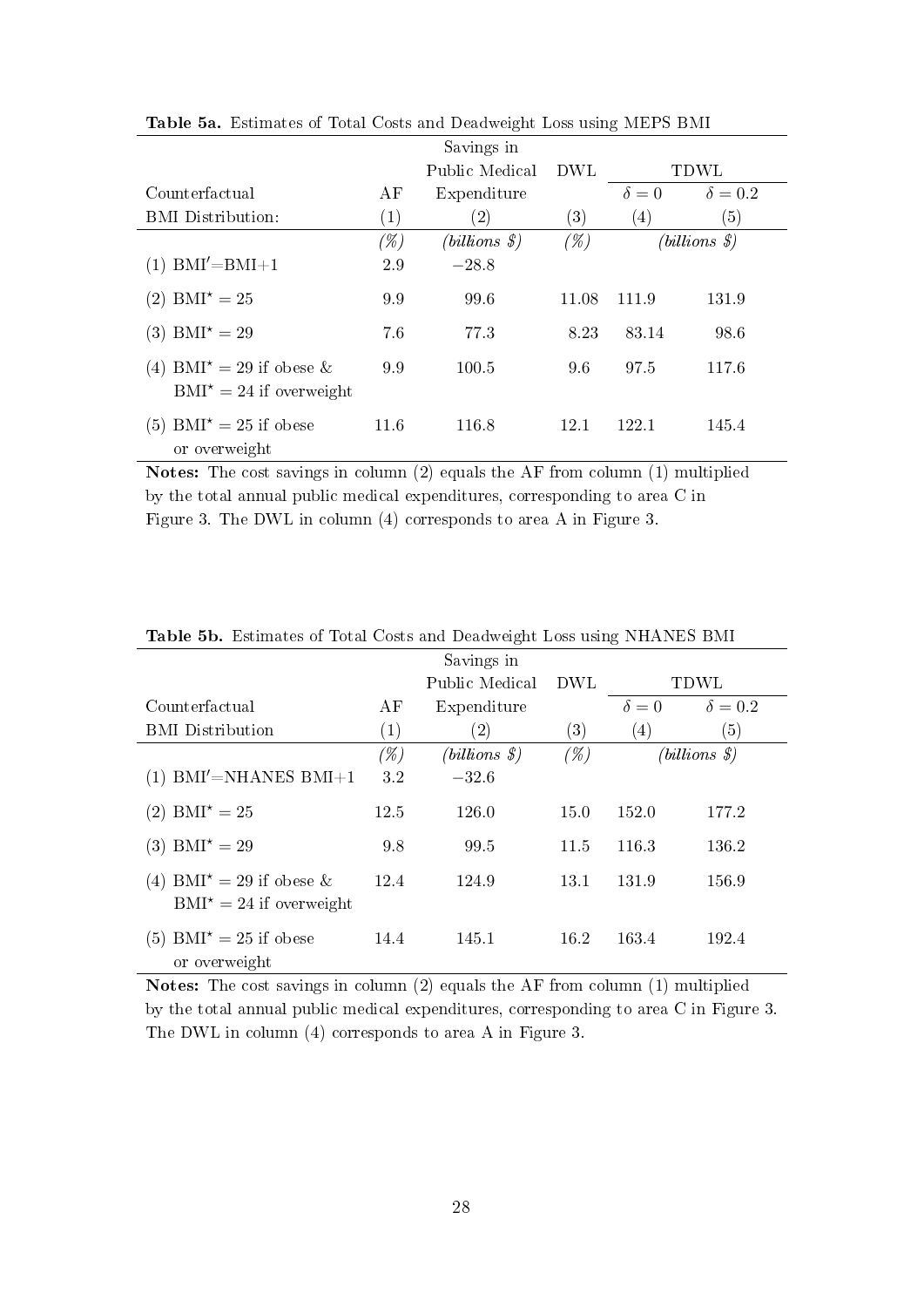**Table 5a.** Estimates of Total Costs and Deadweight Loss using MEPS BMI

| Counterfactual BMI Distribution: | AF (1) | Savings in Public Medical Expenditure (2) | DWL (3) | TDWL $\delta = 0$ (4) | TDWL $\delta = 0.2$ (5) |
|---|---|---|---|---|---|
| | *(%)* | *(billions \$)* | *(%)* | *(billions \$)* | |
| (1) $\text{BMI}'=\text{BMI}+1$ | 2.9 | −28.8 | | | |
| (2) $\text{BMI}^{\star} = 25$ | 9.9 | 99.6 | 11.08 | 111.9 | 131.9 |
| (3) $\text{BMI}^{\star} = 29$ | 7.6 | 77.3 | 8.23 | 83.14 | 98.6 |
| (4) $\text{BMI}^{\star} = 29$ if obese & $\text{BMI}^{\star} = 24$ if overweight | 9.9 | 100.5 | 9.6 | 97.5 | 117.6 |
| (5) $\text{BMI}^{\star} = 25$ if obese or overweight | 11.6 | 116.8 | 12.1 | 122.1 | 145.4 |

**Notes:** The cost savings in column (2) equals the AF from column (1) multiplied by the total annual public medical expenditures, corresponding to area C in Figure 3. The DWL in column (4) corresponds to area A in Figure 3.

**Table 5b.** Estimates of Total Costs and Deadweight Loss using NHANES BMI

| Counterfactual BMI Distribution | AF (1) | Savings in Public Medical Expenditure (2) | DWL (3) | TDWL $\delta = 0$ (4) | TDWL $\delta = 0.2$ (5) |
|---|---|---|---|---|---|
| | *(%)* | *(billions \$)* | *(%)* | *(billions \$)* | |
| (1) $\text{BMI}'=\text{NHANES BMI}+1$ | 3.2 | −32.6 | | | |
| (2) $\text{BMI}^{\star} = 25$ | 12.5 | 126.0 | 15.0 | 152.0 | 177.2 |
| (3) $\text{BMI}^{\star} = 29$ | 9.8 | 99.5 | 11.5 | 116.3 | 136.2 |
| (4) $\text{BMI}^{\star} = 29$ if obese & $\text{BMI}^{\star} = 24$ if overweight | 12.4 | 124.9 | 13.1 | 131.9 | 156.9 |
| (5) $\text{BMI}^{\star} = 25$ if obese or overweight | 14.4 | 145.1 | 16.2 | 163.4 | 192.4 |

**Notes:** The cost savings in column (2) equals the AF from column (1) multiplied by the total annual public medical expenditures, corresponding to area C in Figure 3. The DWL in column (4) corresponds to area A in Figure 3.